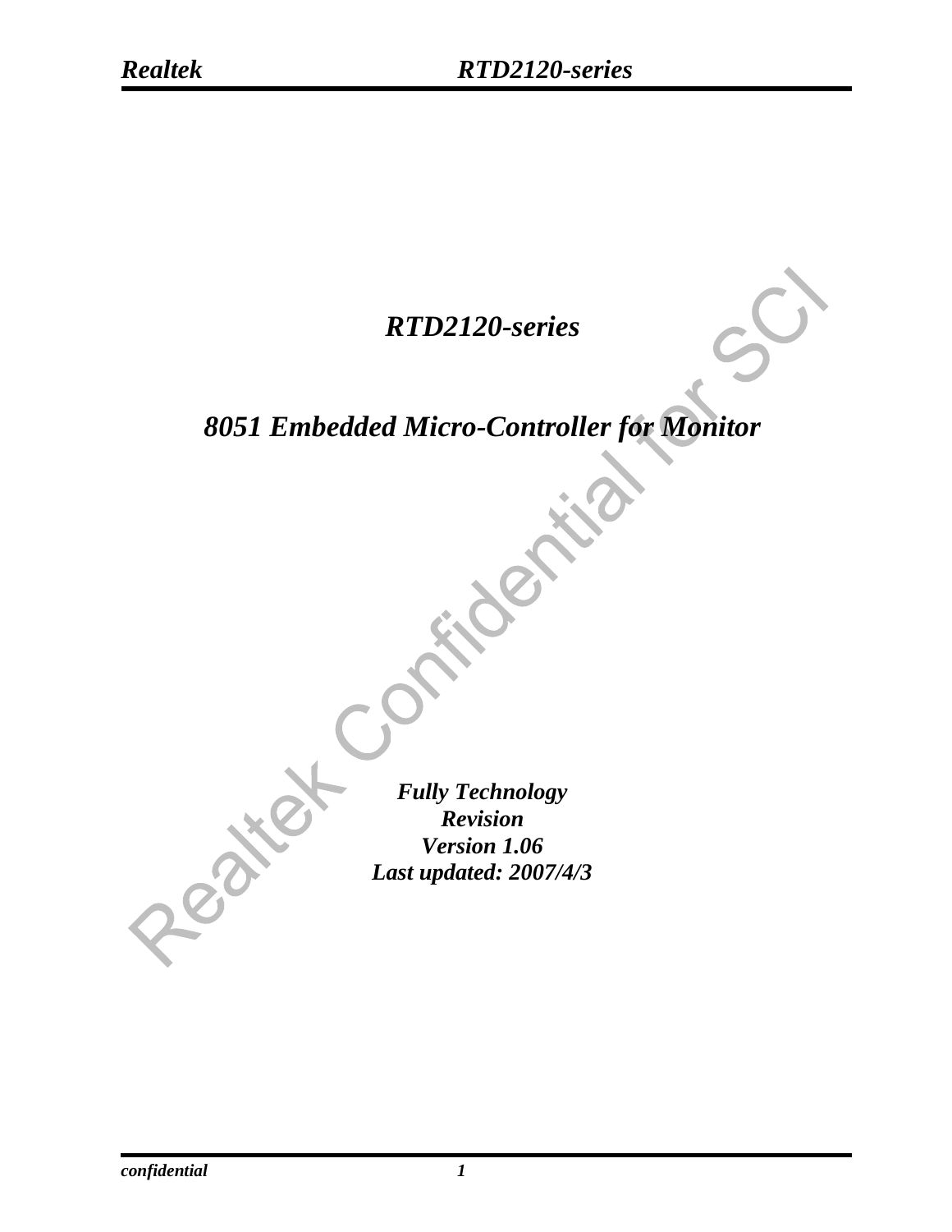# *RTD2120-series*

## *8051 Embedded Micro-Controller for Monitor*

***Fully Technology***
***Revision***
***Version 1.06***
***Last updated: 2007/4/3***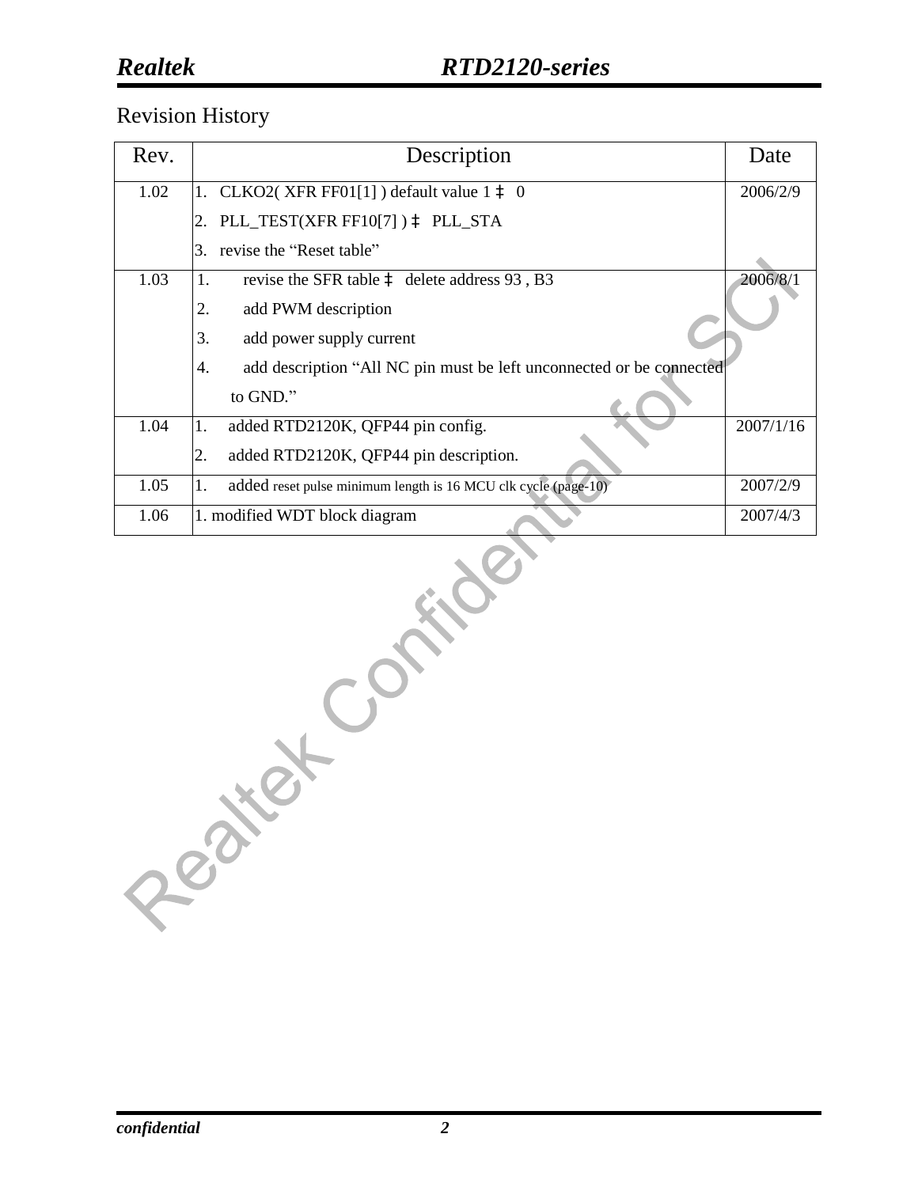# Revision History

| Rev. | Description | Date |
|---|---|---|
| 1.02 | 1. CLKO2( XFR FF01[1] ) default value 1 ‡ 0<br>2. PLL_TEST(XFR FF10[7] ) ‡ PLL_STA<br>3. revise the "Reset table" | 2006/2/9 |
| 1.03 | 1. revise the SFR table ‡ delete address 93 , B3<br>2. add PWM description<br>3. add power supply current<br>4. add description "All NC pin must be left unconnected or be connected to GND." | 2006/8/1 |
| 1.04 | 1. added RTD2120K, QFP44 pin config.<br>2. added RTD2120K, QFP44 pin description. | 2007/1/16 |
| 1.05 | 1. added reset pulse minimum length is 16 MCU clk cycle (page-10) | 2007/2/9 |
| 1.06 | 1. modified WDT block diagram | 2007/4/3 |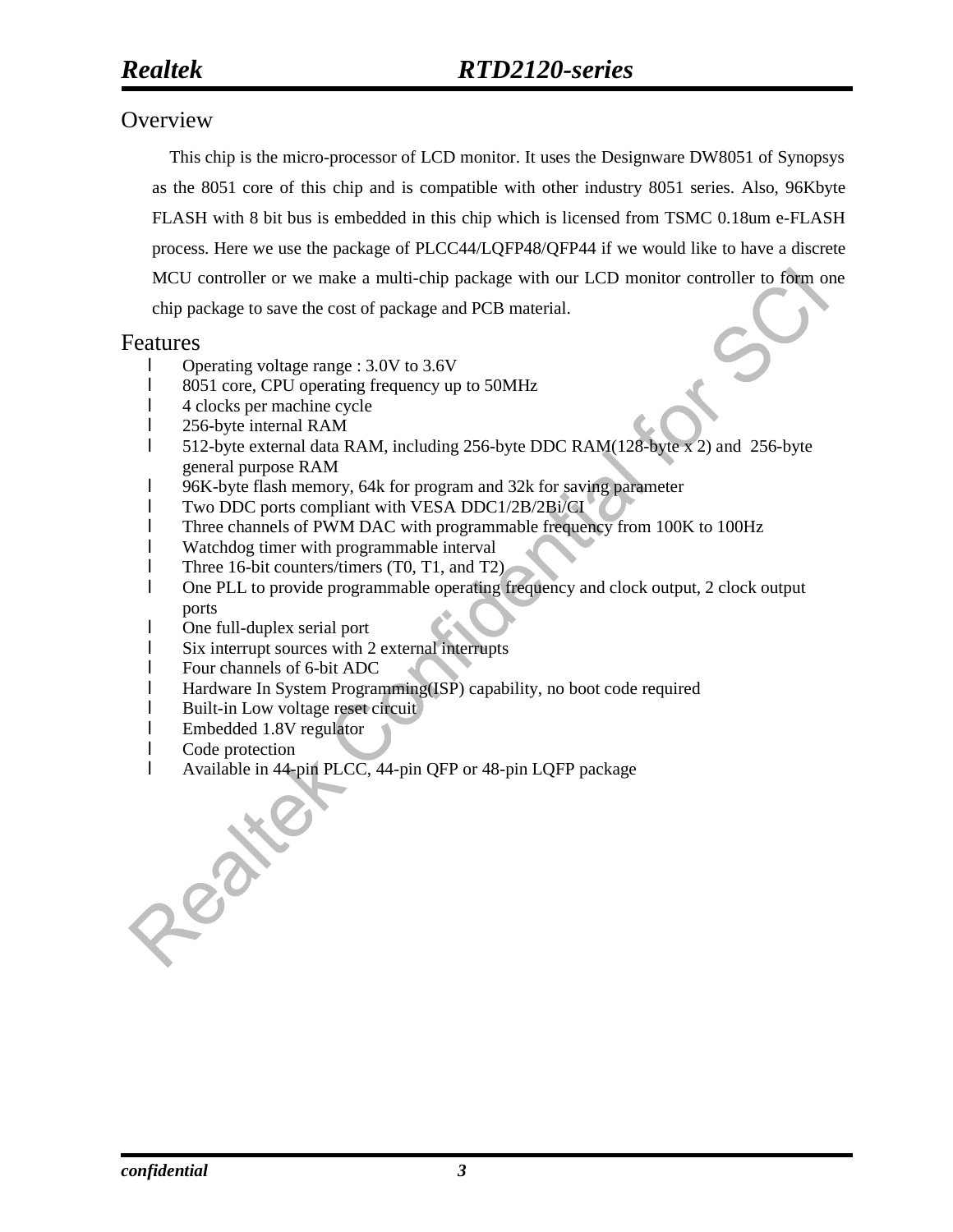## Overview

This chip is the micro-processor of LCD monitor. It uses the Designware DW8051 of Synopsys as the 8051 core of this chip and is compatible with other industry 8051 series. Also, 96Kbyte FLASH with 8 bit bus is embedded in this chip which is licensed from TSMC 0.18um e-FLASH process. Here we use the package of PLCC44/LQFP48/QFP44 if we would like to have a discrete MCU controller or we make a multi-chip package with our LCD monitor controller to form one chip package to save the cost of package and PCB material.

## Features

- Operating voltage range : 3.0V to 3.6V
- 8051 core, CPU operating frequency up to 50MHz
- 4 clocks per machine cycle
- 256-byte internal RAM
- 512-byte external data RAM, including 256-byte DDC RAM(128-byte x 2) and 256-byte general purpose RAM
- 96K-byte flash memory, 64k for program and 32k for saving parameter
- Two DDC ports compliant with VESA DDC1/2B/2Bi/CI
- Three channels of PWM DAC with programmable frequency from 100K to 100Hz
- Watchdog timer with programmable interval
- Three 16-bit counters/timers (T0, T1, and T2)
- One PLL to provide programmable operating frequency and clock output, 2 clock output ports
- One full-duplex serial port
- Six interrupt sources with 2 external interrupts
- Four channels of 6-bit ADC
- Hardware In System Programming(ISP) capability, no boot code required
- Built-in Low voltage reset circuit
- Embedded 1.8V regulator
- Code protection
- Available in 44-pin PLCC, 44-pin QFP or 48-pin LQFP package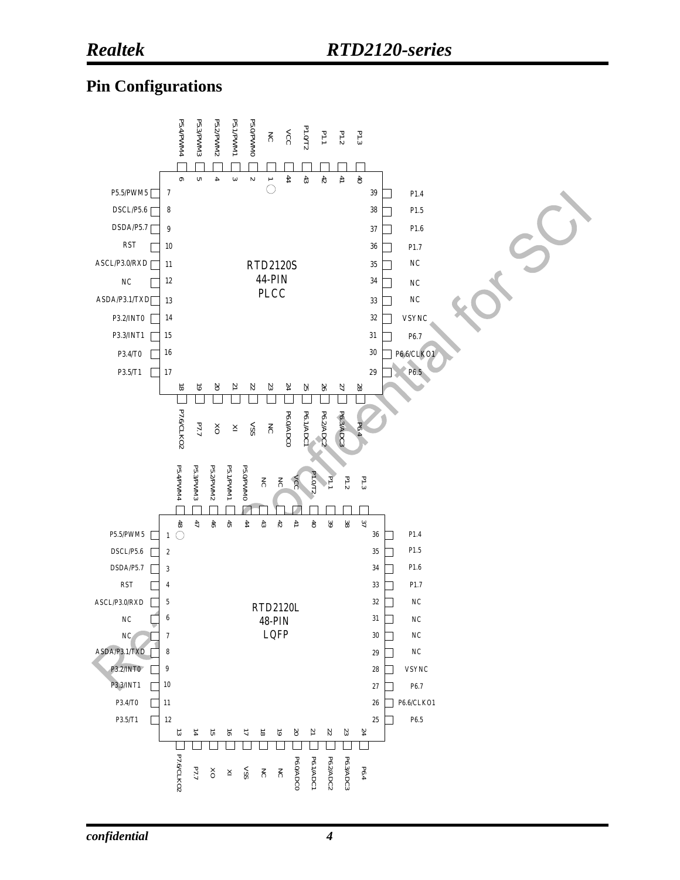## Pin Configurations

**RTD2120S 44-PIN PLCC**

| Pin | Name | Pin | Name |
|---|---|---|---|
| 1 | NC | 23 | NC |
| 2 | P5.0/PWM0 | 24 | P6.0/ADC0 |
| 3 | P5.1/PWM1 | 25 | P6.1/ADC1 |
| 4 | P5.2/PWM2 | 26 | P6.2/ADC2 |
| 5 | P5.3/PWM3 | 27 | P6.3/ADC3 |
| 6 | P5.4/PWM4 | 28 | P6.4 |
| 7 | P5.5/PWM5 | 29 | P6.5 |
| 8 | DSCL/P5.6 | 30 | P6.6/CLKO1 |
| 9 | DSDA/P5.7 | 31 | P6.7 |
| 10 | RST | 32 | VSYNC |
| 11 | ASCL/P3.0/RXD | 33 | NC |
| 12 | NC | 34 | NC |
| 13 | ASDA/P3.1/TXD | 35 | NC |
| 14 | P3.2/INT0 | 36 | P1.7 |
| 15 | P3.3/INT1 | 37 | P1.6 |
| 16 | P3.4/T0 | 38 | P1.5 |
| 17 | P3.5/T1 | 39 | P1.4 |
| 18 | P7.6/CLKO2 | 40 | P1.3 |
| 19 | P7.7 | 41 | P1.2 |
| 20 | XO | 42 | P1.1 |
| 21 | XI | 43 | P1.0/T2 |
| 22 | VSS | 44 | VCC |

**RTD2120L 48-PIN LQFP**

| Pin | Name | Pin | Name |
|---|---|---|---|
| 1 | P5.5/PWM5 | 25 | P6.5 |
| 2 | DSCL/P5.6 | 26 | P6.6/CLKO1 |
| 3 | DSDA/P5.7 | 27 | P6.7 |
| 4 | RST | 28 | VSYNC |
| 5 | ASCL/P3.0/RXD | 29 | NC |
| 6 | NC | 30 | NC |
| 7 | NC | 31 | NC |
| 8 | ASDA/P3.1/TXD | 32 | NC |
| 9 | P3.2/INT0 | 33 | P1.7 |
| 10 | P3.3/INT1 | 34 | P1.6 |
| 11 | P3.4/T0 | 35 | P1.5 |
| 12 | P3.5/T1 | 36 | P1.4 |
| 13 | P7.6/CLKO2 | 37 | P1.3 |
| 14 | P7.7 | 38 | P1.2 |
| 15 | XO | 39 | P1.1 |
| 16 | XI | 40 | P1.0/T2 |
| 17 | VSS | 41 | VCC |
| 18 | NC | 42 | NC |
| 19 | NC | 43 | NC |
| 20 | P6.0/ADC0 | 44 | P5.0/PWM0 |
| 21 | P6.1/ADC1 | 45 | P5.1/PWM1 |
| 22 | P6.2/ADC2 | 46 | P5.2/PWM2 |
| 23 | P6.3/ADC3 | 47 | P5.3/PWM3 |
| 24 | P6.4 | 48 | P5.4/PWM4 |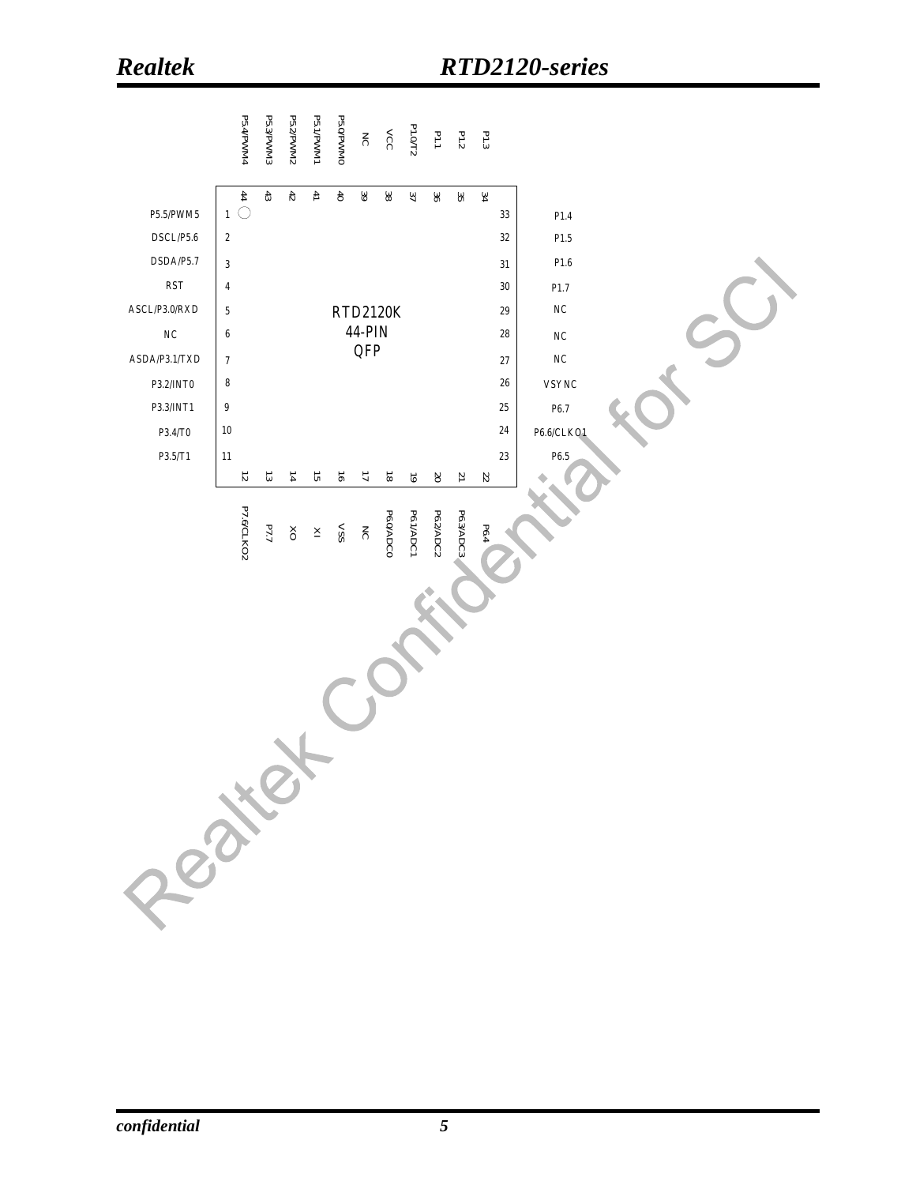RTD2120K 44-PIN QFP

| Pin | Name | Pin | Name |
| --- | --- | --- | --- |
| 1 | P5.5/PWM5 | 23 | P6.5 |
| 2 | DSCL/P5.6 | 24 | P6.6/CLKO1 |
| 3 | DSDA/P5.7 | 25 | P6.7 |
| 4 | RST | 26 | VSYNC |
| 5 | ASCL/P3.0/RXD | 27 | NC |
| 6 | NC | 28 | NC |
| 7 | ASDA/P3.1/TXD | 29 | NC |
| 8 | P3.2/INT0 | 30 | P1.7 |
| 9 | P3.3/INT1 | 31 | P1.6 |
| 10 | P3.4/T0 | 32 | P1.5 |
| 11 | P3.5/T1 | 33 | P1.4 |
| 12 | P7.6/CLKO2 | 34 | P1.3 |
| 13 | P7.7 | 35 | P1.2 |
| 14 | XO | 36 | P1.1 |
| 15 | XI | 37 | P1.0/T2 |
| 16 | VSS | 38 | VCC |
| 17 | NC | 39 | NC |
| 18 | P6.0/ADC0 | 40 | P5.0/PWM0 |
| 19 | P6.1/ADC1 | 41 | P5.1/PWM1 |
| 20 | P6.2/ADC2 | 42 | P5.2/PWM2 |
| 21 | P6.3/ADC3 | 43 | P5.3/PWM3 |
| 22 | P6.4 | 44 | P5.4/PWM4 |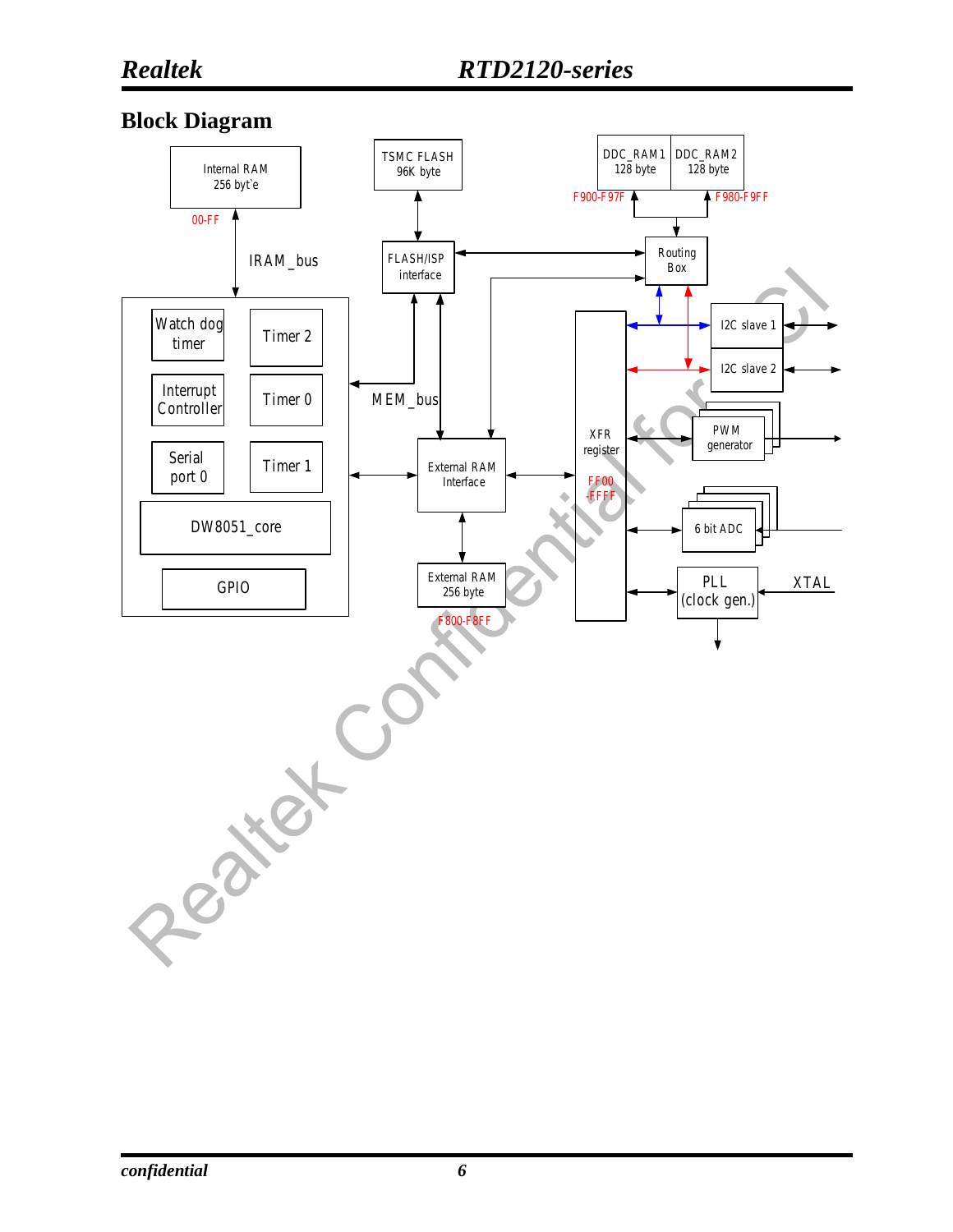## Block Diagram

Internal RAM
256 byt`e

00-FF

IRAM_bus

TSMC FLASH
96K byte

FLASH/ISP
interface

DDC_RAM1
128 byte

DDC_RAM2
128 byte

F900-F97F

F980-F9FF

Routing
Box

Watch dog
timer

Timer 2

Interrupt
Controller

Timer 0

Serial
port 0

Timer 1

DW8051_core

GPIO

MEM_bus

External RAM
Interface

External RAM
256 byte

F800-F8FF

XFR
register

FF00
-FFFF

I2C slave 1

I2C slave 2

PWM
generator

6 bit ADC

PLL
(clock gen.)

XTAL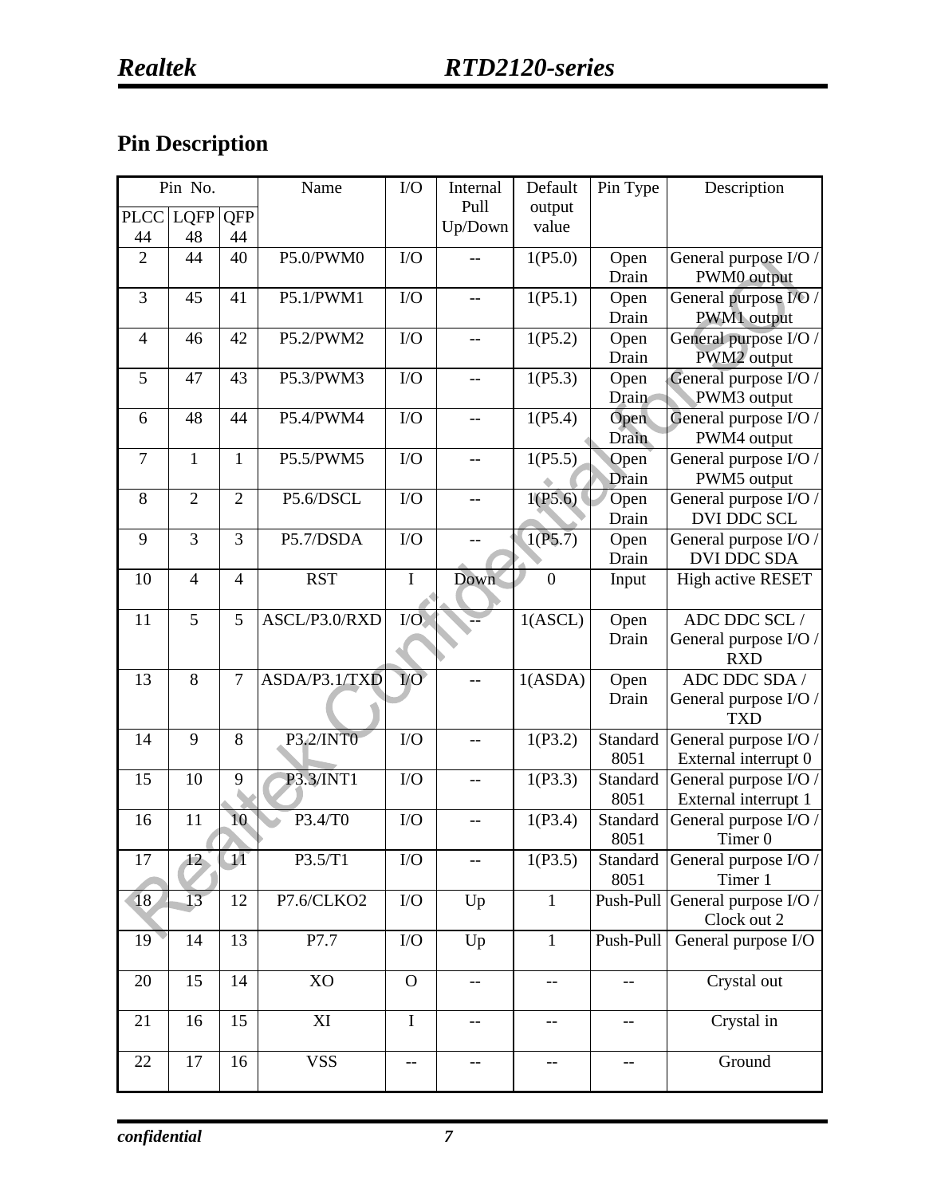## Pin Description

| Pin No. | | | Name | I/O | Internal Pull Up/Down | Default output value | Pin Type | Description |
|---|---|---|---|---|---|---|---|---|
| PLCC 44 | LQFP 48 | QFP 44 | | | | | | |
| 2 | 44 | 40 | P5.0/PWM0 | I/O | -- | 1(P5.0) | Open Drain | General purpose I/O / PWM0 output |
| 3 | 45 | 41 | P5.1/PWM1 | I/O | -- | 1(P5.1) | Open Drain | General purpose I/O / PWM1 output |
| 4 | 46 | 42 | P5.2/PWM2 | I/O | -- | 1(P5.2) | Open Drain | General purpose I/O / PWM2 output |
| 5 | 47 | 43 | P5.3/PWM3 | I/O | -- | 1(P5.3) | Open Drain | General purpose I/O / PWM3 output |
| 6 | 48 | 44 | P5.4/PWM4 | I/O | -- | 1(P5.4) | Open Drain | General purpose I/O / PWM4 output |
| 7 | 1 | 1 | P5.5/PWM5 | I/O | -- | 1(P5.5) | Open Drain | General purpose I/O / PWM5 output |
| 8 | 2 | 2 | P5.6/DSCL | I/O | -- | 1(P5.6) | Open Drain | General purpose I/O / DVI DDC SCL |
| 9 | 3 | 3 | P5.7/DSDA | I/O | -- | 1(P5.7) | Open Drain | General purpose I/O / DVI DDC SDA |
| 10 | 4 | 4 | RST | I | Down | 0 | Input | High active RESET |
| 11 | 5 | 5 | ASCL/P3.0/RXD | I/O | -- | 1(ASCL) | Open Drain | ADC DDC SCL / General purpose I/O / RXD |
| 13 | 8 | 7 | ASDA/P3.1/TXD | I/O | -- | 1(ASDA) | Open Drain | ADC DDC SDA / General purpose I/O / TXD |
| 14 | 9 | 8 | P3.2/INT0 | I/O | -- | 1(P3.2) | Standard 8051 | General purpose I/O / External interrupt 0 |
| 15 | 10 | 9 | P3.3/INT1 | I/O | -- | 1(P3.3) | Standard 8051 | General purpose I/O / External interrupt 1 |
| 16 | 11 | 10 | P3.4/T0 | I/O | -- | 1(P3.4) | Standard 8051 | General purpose I/O / Timer 0 |
| 17 | 12 | 11 | P3.5/T1 | I/O | -- | 1(P3.5) | Standard 8051 | General purpose I/O / Timer 1 |
| 18 | 13 | 12 | P7.6/CLKO2 | I/O | Up | 1 | Push-Pull | General purpose I/O / Clock out 2 |
| 19 | 14 | 13 | P7.7 | I/O | Up | 1 | Push-Pull | General purpose I/O |
| 20 | 15 | 14 | XO | O | -- | -- | -- | Crystal out |
| 21 | 16 | 15 | XI | I | -- | -- | -- | Crystal in |
| 22 | 17 | 16 | VSS | -- | -- | -- | -- | Ground |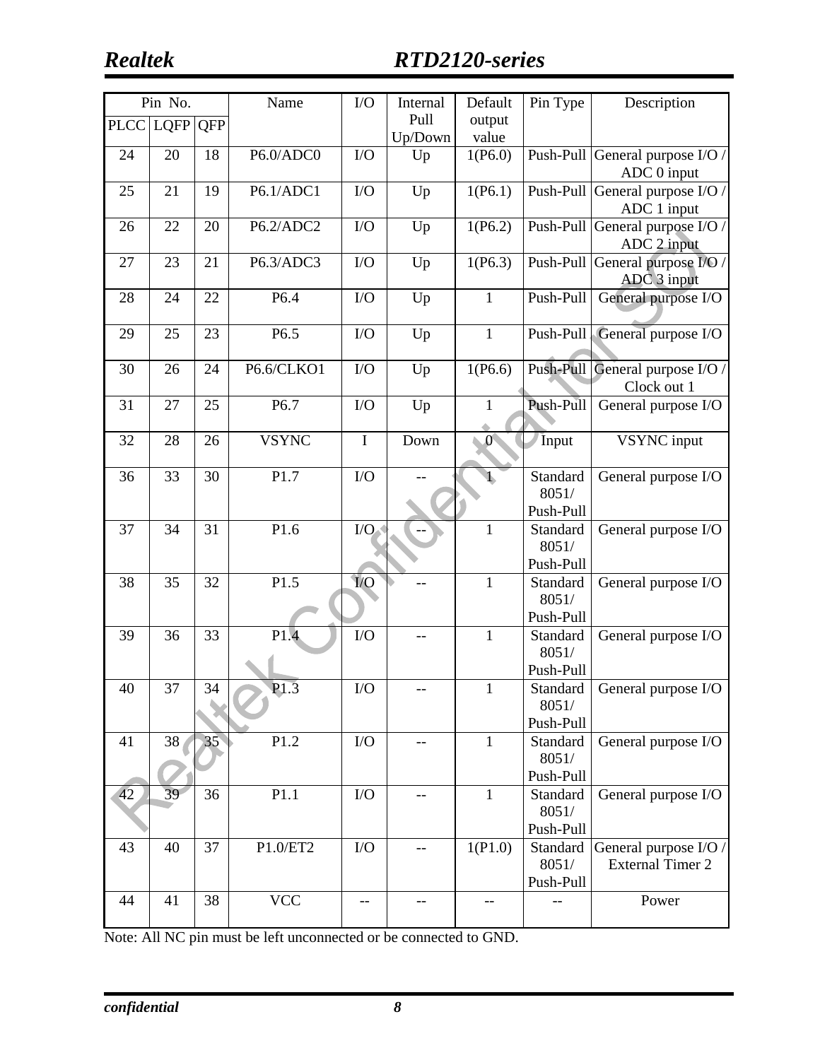| Pin No. | | | Name | I/O | Internal Pull Up/Down | Default output value | Pin Type | Description |
|---|---|---|---|---|---|---|---|---|
| PLCC | LQFP | QFP | | | | | | |
| 24 | 20 | 18 | P6.0/ADC0 | I/O | Up | 1(P6.0) | Push-Pull | General purpose I/O / ADC 0 input |
| 25 | 21 | 19 | P6.1/ADC1 | I/O | Up | 1(P6.1) | Push-Pull | General purpose I/O / ADC 1 input |
| 26 | 22 | 20 | P6.2/ADC2 | I/O | Up | 1(P6.2) | Push-Pull | General purpose I/O / ADC 2 input |
| 27 | 23 | 21 | P6.3/ADC3 | I/O | Up | 1(P6.3) | Push-Pull | General purpose I/O / ADC 3 input |
| 28 | 24 | 22 | P6.4 | I/O | Up | 1 | Push-Pull | General purpose I/O |
| 29 | 25 | 23 | P6.5 | I/O | Up | 1 | Push-Pull | General purpose I/O |
| 30 | 26 | 24 | P6.6/CLKO1 | I/O | Up | 1(P6.6) | Push-Pull | General purpose I/O / Clock out 1 |
| 31 | 27 | 25 | P6.7 | I/O | Up | 1 | Push-Pull | General purpose I/O |
| 32 | 28 | 26 | VSYNC | I | Down | 0 | Input | VSYNC input |
| 36 | 33 | 30 | P1.7 | I/O | -- | 1 | Standard 8051/ Push-Pull | General purpose I/O |
| 37 | 34 | 31 | P1.6 | I/O | -- | 1 | Standard 8051/ Push-Pull | General purpose I/O |
| 38 | 35 | 32 | P1.5 | I/O | -- | 1 | Standard 8051/ Push-Pull | General purpose I/O |
| 39 | 36 | 33 | P1.4 | I/O | -- | 1 | Standard 8051/ Push-Pull | General purpose I/O |
| 40 | 37 | 34 | P1.3 | I/O | -- | 1 | Standard 8051/ Push-Pull | General purpose I/O |
| 41 | 38 | 35 | P1.2 | I/O | -- | 1 | Standard 8051/ Push-Pull | General purpose I/O |
| 42 | 39 | 36 | P1.1 | I/O | -- | 1 | Standard 8051/ Push-Pull | General purpose I/O |
| 43 | 40 | 37 | P1.0/ET2 | I/O | -- | 1(P1.0) | Standard 8051/ Push-Pull | General purpose I/O / External Timer 2 |
| 44 | 41 | 38 | VCC | -- | -- | -- | -- | Power |

Note: All NC pin must be left unconnected or be connected to GND.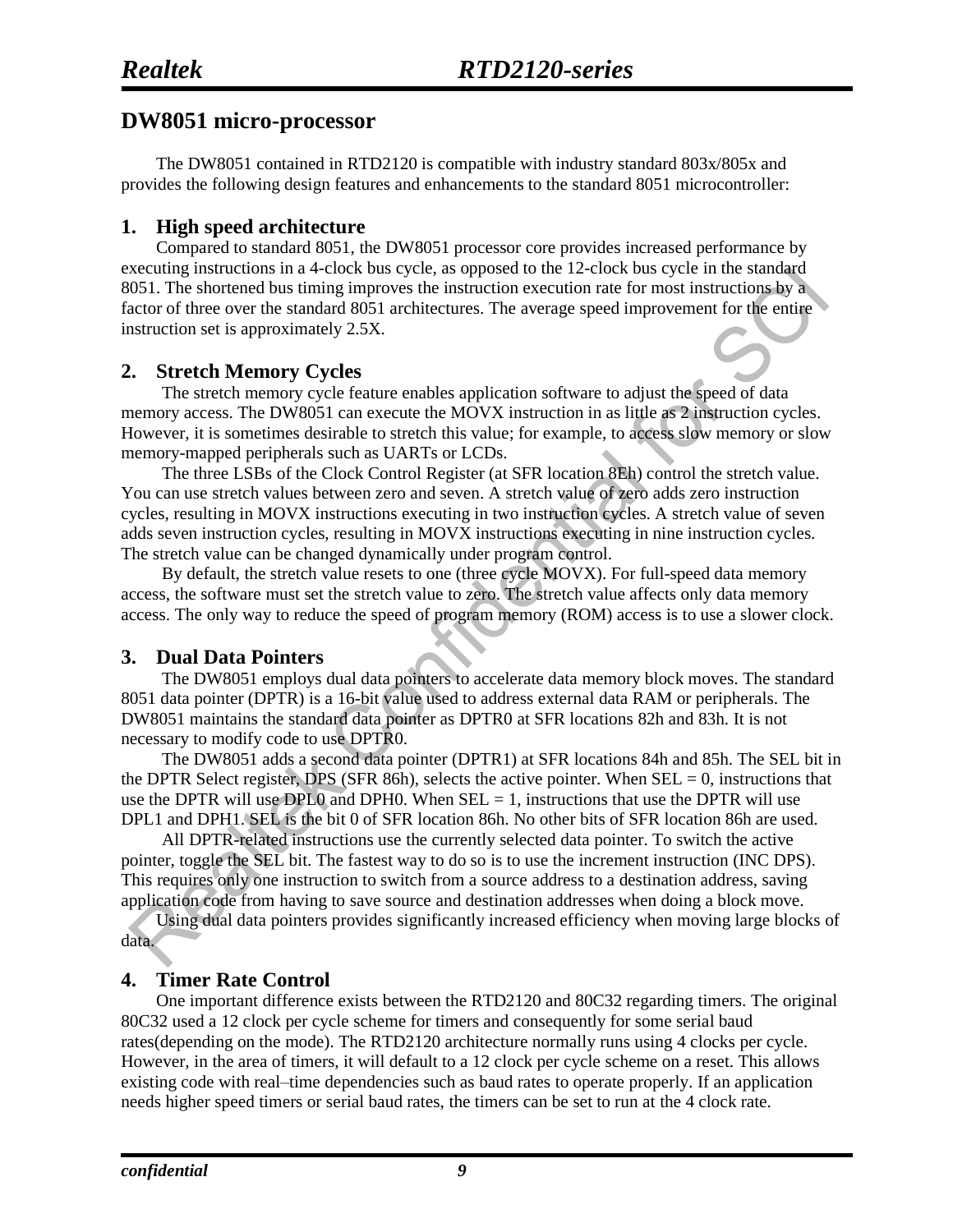## DW8051 micro-processor

The DW8051 contained in RTD2120 is compatible with industry standard 803x/805x and provides the following design features and enhancements to the standard 8051 microcontroller:

### 1. High speed architecture

Compared to standard 8051, the DW8051 processor core provides increased performance by executing instructions in a 4-clock bus cycle, as opposed to the 12-clock bus cycle in the standard 8051. The shortened bus timing improves the instruction execution rate for most instructions by a factor of three over the standard 8051 architectures. The average speed improvement for the entire instruction set is approximately 2.5X.

### 2. Stretch Memory Cycles

The stretch memory cycle feature enables application software to adjust the speed of data memory access. The DW8051 can execute the MOVX instruction in as little as 2 instruction cycles. However, it is sometimes desirable to stretch this value; for example, to access slow memory or slow memory-mapped peripherals such as UARTs or LCDs.

The three LSBs of the Clock Control Register (at SFR location 8Eh) control the stretch value. You can use stretch values between zero and seven. A stretch value of zero adds zero instruction cycles, resulting in MOVX instructions executing in two instruction cycles. A stretch value of seven adds seven instruction cycles, resulting in MOVX instructions executing in nine instruction cycles. The stretch value can be changed dynamically under program control.

By default, the stretch value resets to one (three cycle MOVX). For full-speed data memory access, the software must set the stretch value to zero. The stretch value affects only data memory access. The only way to reduce the speed of program memory (ROM) access is to use a slower clock.

### 3. Dual Data Pointers

The DW8051 employs dual data pointers to accelerate data memory block moves. The standard 8051 data pointer (DPTR) is a 16-bit value used to address external data RAM or peripherals. The DW8051 maintains the standard data pointer as DPTR0 at SFR locations 82h and 83h. It is not necessary to modify code to use DPTR0.

The DW8051 adds a second data pointer (DPTR1) at SFR locations 84h and 85h. The SEL bit in the DPTR Select register, DPS (SFR 86h), selects the active pointer. When SEL = 0, instructions that use the DPTR will use DPL0 and DPH0. When SEL = 1, instructions that use the DPTR will use DPL1 and DPH1. SEL is the bit 0 of SFR location 86h. No other bits of SFR location 86h are used.

All DPTR-related instructions use the currently selected data pointer. To switch the active pointer, toggle the SEL bit. The fastest way to do so is to use the increment instruction (INC DPS). This requires only one instruction to switch from a source address to a destination address, saving application code from having to save source and destination addresses when doing a block move.

Using dual data pointers provides significantly increased efficiency when moving large blocks of data.

### 4. Timer Rate Control

One important difference exists between the RTD2120 and 80C32 regarding timers. The original 80C32 used a 12 clock per cycle scheme for timers and consequently for some serial baud rates(depending on the mode). The RTD2120 architecture normally runs using 4 clocks per cycle. However, in the area of timers, it will default to a 12 clock per cycle scheme on a reset. This allows existing code with real–time dependencies such as baud rates to operate properly. If an application needs higher speed timers or serial baud rates, the timers can be set to run at the 4 clock rate.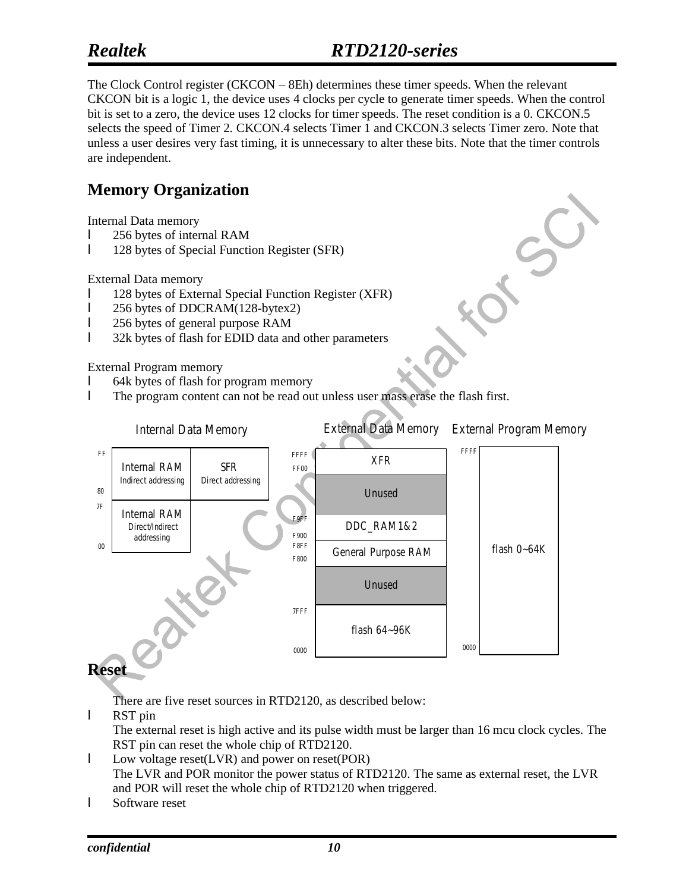The Clock Control register (CKCON – 8Eh) determines these timer speeds. When the relevant CKCON bit is a logic 1, the device uses 4 clocks per cycle to generate timer speeds. When the control bit is set to a zero, the device uses 12 clocks for timer speeds. The reset condition is a 0. CKCON.5 selects the speed of Timer 2. CKCON.4 selects Timer 1 and CKCON.3 selects Timer zero. Note that unless a user desires very fast timing, it is unnecessary to alter these bits. Note that the timer controls are independent.

## Memory Organization

Internal Data memory

- 256 bytes of internal RAM
- 128 bytes of Special Function Register (SFR)

External Data memory

- 128 bytes of External Special Function Register (XFR)
- 256 bytes of DDCRAM(128-bytex2)
- 256 bytes of general purpose RAM
- 32k bytes of flash for EDID data and other parameters

External Program memory

- 64k bytes of flash for program memory
- The program content can not be read out unless user mass erase the flash first.

**Internal Data Memory**

| Address | Internal RAM | SFR |
|---|---|---|
| FF – 80 | Internal RAM (Indirect addressing) | SFR (Direct addressing) |
| 7F – 00 | Internal RAM (Direct/Indirect addressing) | |

**External Data Memory**

| Address | Content |
|---|---|
| FFFF – FF00 | XFR |
| | Unused |
| F9FF – F900 | DDC_RAM1&2 |
| F8FF – F800 | General Purpose RAM |
| | Unused |
| 7FFF – 0000 | flash 64~96K |

**External Program Memory**

| Address | Content |
|---|---|
| FFFF – 0000 | flash 0~64K |

## Reset

There are five reset sources in RTD2120, as described below:

- RST pin
  The external reset is high active and its pulse width must be larger than 16 mcu clock cycles. The RST pin can reset the whole chip of RTD2120.
- Low voltage reset(LVR) and power on reset(POR)
  The LVR and POR monitor the power status of RTD2120. The same as external reset, the LVR and POR will reset the whole chip of RTD2120 when triggered.
- Software reset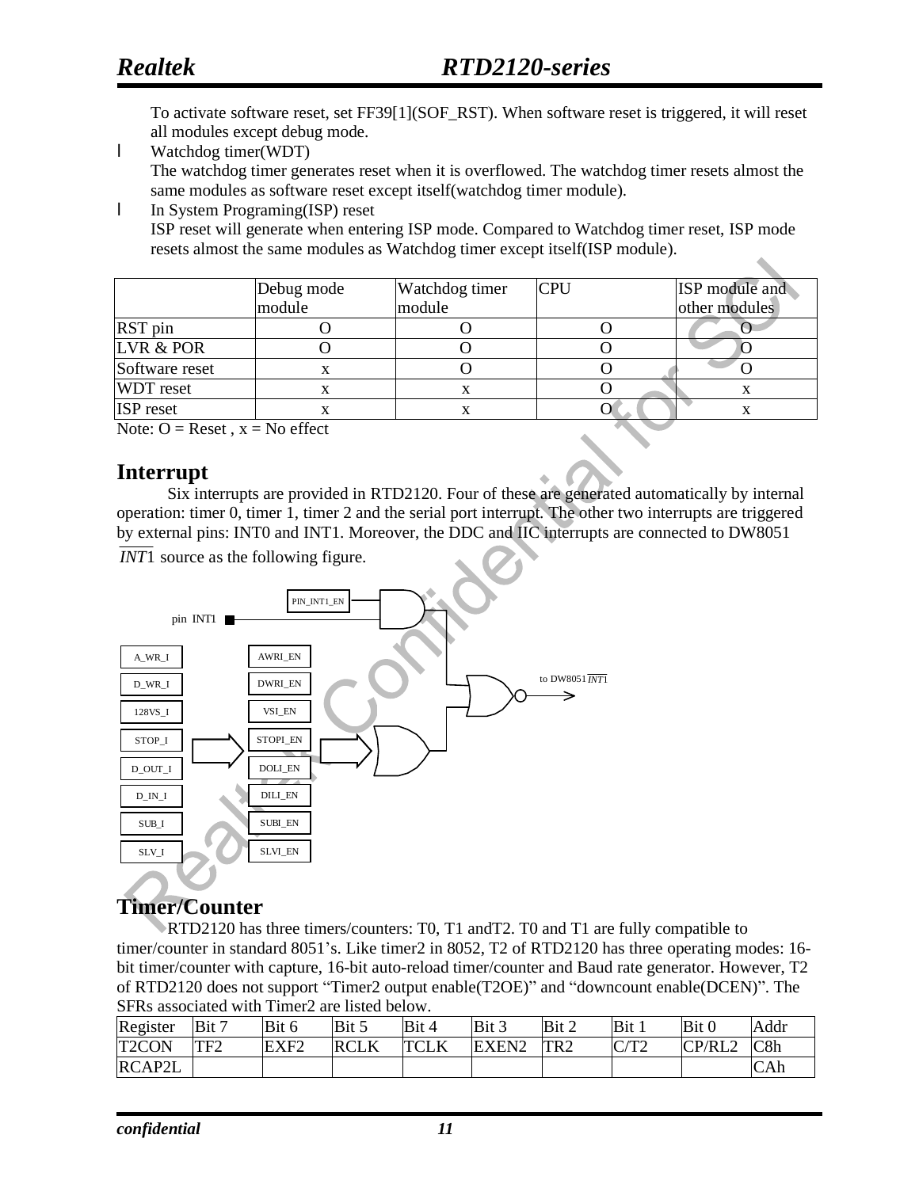To activate software reset, set FF39[1](SOF_RST). When software reset is triggered, it will reset all modules except debug mode.

- Watchdog timer(WDT)
  The watchdog timer generates reset when it is overflowed. The watchdog timer resets almost the same modules as software reset except itself(watchdog timer module).
- In System Programing(ISP) reset
  ISP reset will generate when entering ISP mode. Compared to Watchdog timer reset, ISP mode resets almost the same modules as Watchdog timer except itself(ISP module).

| | Debug mode module | Watchdog timer module | CPU | ISP module and other modules |
|---|---|---|---|---|
| RST pin | O | O | O | O |
| LVR & POR | O | O | O | O |
| Software reset | x | O | O | O |
| WDT reset | x | x | O | x |
| ISP reset | x | x | O | x |

Note: O = Reset , x = No effect

## Interrupt

Six interrupts are provided in RTD2120. Four of these are generated automatically by internal operation: timer 0, timer 1, timer 2 and the serial port interrupt. The other two interrupts are triggered by external pins: INT0 and INT1. Moreover, the DDC and IIC interrupts are connected to DW8051 $\overline{INT1}$ source as the following figure.

pin INT1 — PIN_INT1_EN

A_WR_I — AWRI_EN
D_WR_I — DWRI_EN
128VS_I — VSI_EN
STOP_I — STOPI_EN
D_OUT_I — DOLI_EN
D_IN_I — DILI_EN
SUB_I — SUBI_EN
SLV_I — SLVI_EN

to DW8051 $\overline{INT1}$

## Timer/Counter

RTD2120 has three timers/counters: T0, T1 andT2. T0 and T1 are fully compatible to timer/counter in standard 8051's. Like timer2 in 8052, T2 of RTD2120 has three operating modes: 16-bit timer/counter with capture, 16-bit auto-reload timer/counter and Baud rate generator. However, T2 of RTD2120 does not support "Timer2 output enable(T2OE)" and "downcount enable(DCEN)". The SFRs associated with Timer2 are listed below.

| Register | Bit 7 | Bit 6 | Bit 5 | Bit 4 | Bit 3 | Bit 2 | Bit 1 | Bit 0 | Addr |
|---|---|---|---|---|---|---|---|---|---|
| T2CON | TF2 | EXF2 | RCLK | TCLK | EXEN2 | TR2 | C/T2 | CP/RL2 | C8h |
| RCAP2L | | | | | | | | | CAh |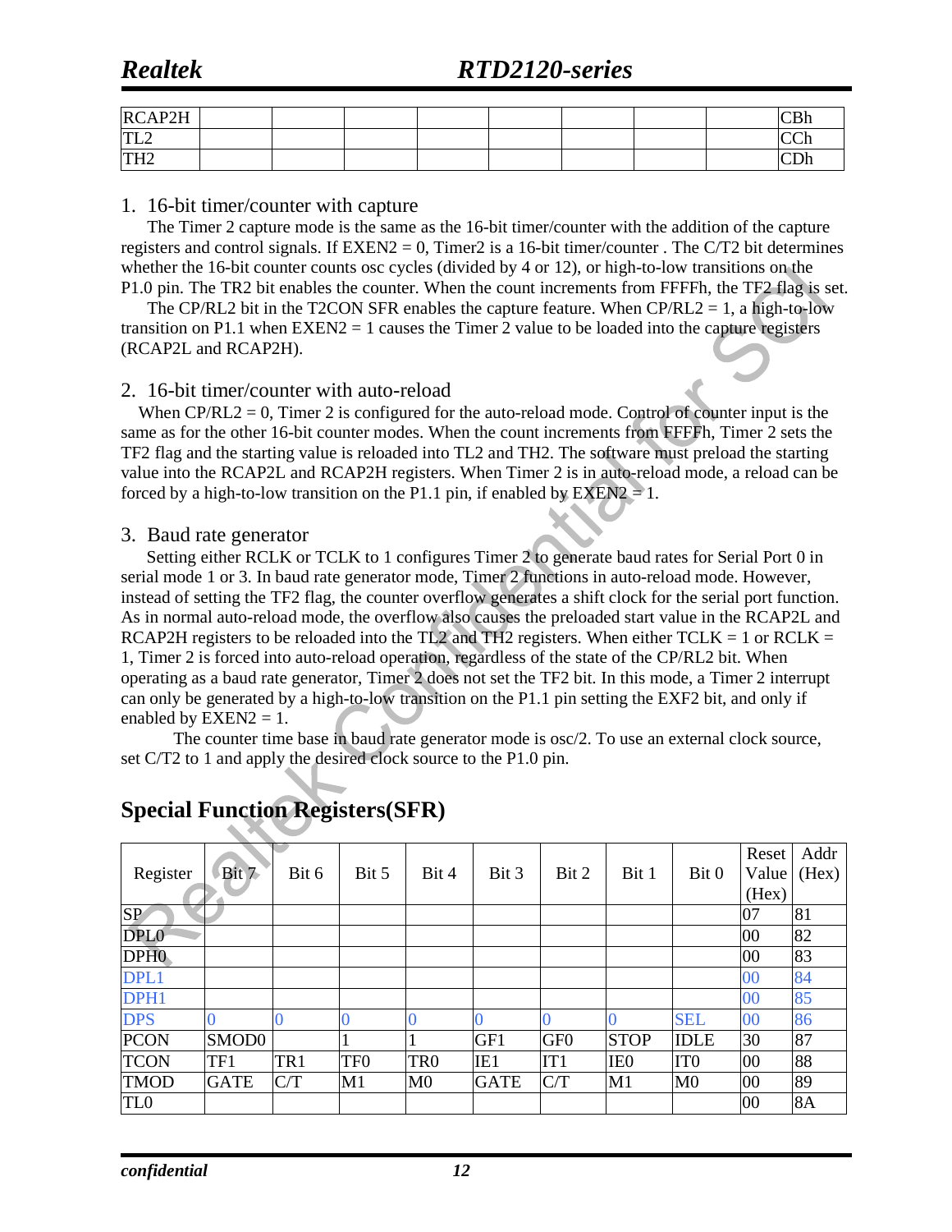| RCAP2H | | | | | | | | | CBh |
|---|---|---|---|---|---|---|---|---|---|
| TL2 | | | | | | | | | CCh |
| TH2 | | | | | | | | | CDh |

1. 16-bit timer/counter with capture

The Timer 2 capture mode is the same as the 16-bit timer/counter with the addition of the capture registers and control signals. If EXEN2 = 0, Timer2 is a 16-bit timer/counter . The C/T2 bit determines whether the 16-bit counter counts osc cycles (divided by 4 or 12), or high-to-low transitions on the P1.0 pin. The TR2 bit enables the counter. When the count increments from FFFFh, the TF2 flag is set.

The CP/RL2 bit in the T2CON SFR enables the capture feature. When CP/RL2 = 1, a high-to-low transition on P1.1 when EXEN2 = 1 causes the Timer 2 value to be loaded into the capture registers (RCAP2L and RCAP2H).

2. 16-bit timer/counter with auto-reload

When CP/RL2 = 0, Timer 2 is configured for the auto-reload mode. Control of counter input is the same as for the other 16-bit counter modes. When the count increments from FFFFh, Timer 2 sets the TF2 flag and the starting value is reloaded into TL2 and TH2. The software must preload the starting value into the RCAP2L and RCAP2H registers. When Timer 2 is in auto-reload mode, a reload can be forced by a high-to-low transition on the P1.1 pin, if enabled by EXEN2 = 1.

3. Baud rate generator

Setting either RCLK or TCLK to 1 configures Timer 2 to generate baud rates for Serial Port 0 in serial mode 1 or 3. In baud rate generator mode, Timer 2 functions in auto-reload mode. However, instead of setting the TF2 flag, the counter overflow generates a shift clock for the serial port function. As in normal auto-reload mode, the overflow also causes the preloaded start value in the RCAP2L and RCAP2H registers to be reloaded into the TL2 and TH2 registers. When either TCLK = 1 or RCLK = 1, Timer 2 is forced into auto-reload operation, regardless of the state of the CP/RL2 bit. When operating as a baud rate generator, Timer 2 does not set the TF2 bit. In this mode, a Timer 2 interrupt can only be generated by a high-to-low transition on the P1.1 pin setting the EXF2 bit, and only if enabled by EXEN2 = 1.

The counter time base in baud rate generator mode is osc/2. To use an external clock source, set C/T2 to 1 and apply the desired clock source to the P1.0 pin.

## Special Function Registers(SFR)

| Register | Bit 7 | Bit 6 | Bit 5 | Bit 4 | Bit 3 | Bit 2 | Bit 1 | Bit 0 | Reset Value (Hex) | Addr (Hex) |
|---|---|---|---|---|---|---|---|---|---|---|
| SP | | | | | | | | | 07 | 81 |
| DPL0 | | | | | | | | | 00 | 82 |
| DPH0 | | | | | | | | | 00 | 83 |
| DPL1 | | | | | | | | | 00 | 84 |
| DPH1 | | | | | | | | | 00 | 85 |
| DPS | 0 | 0 | 0 | 0 | 0 | 0 | 0 | SEL | 00 | 86 |
| PCON | SMOD0 | | 1 | 1 | GF1 | GF0 | STOP | IDLE | 30 | 87 |
| TCON | TF1 | TR1 | TF0 | TR0 | IE1 | IT1 | IE0 | IT0 | 00 | 88 |
| TMOD | GATE | C/T | M1 | M0 | GATE | C/T | M1 | M0 | 00 | 89 |
| TL0 | | | | | | | | | 00 | 8A |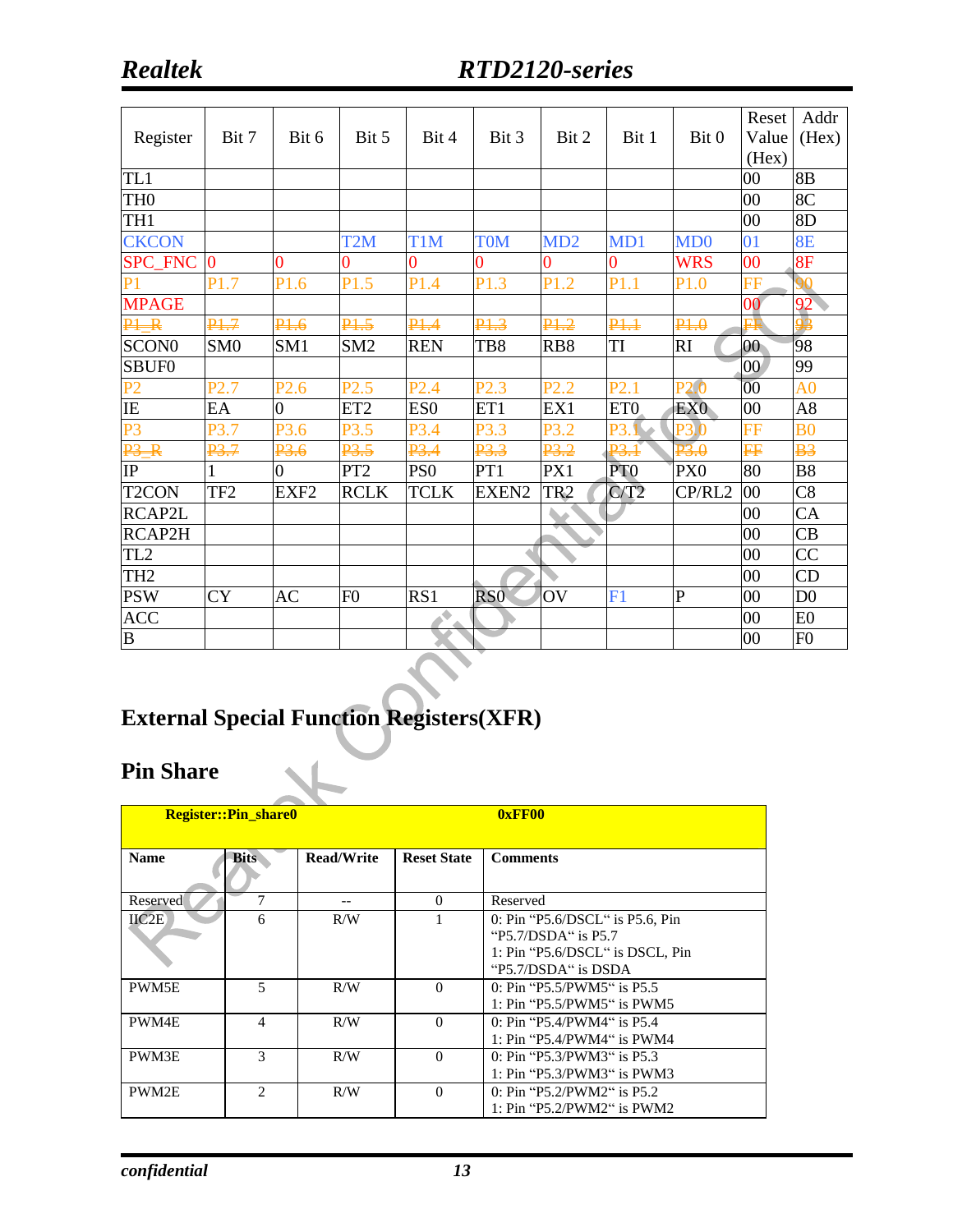| Register | Bit 7 | Bit 6 | Bit 5 | Bit 4 | Bit 3 | Bit 2 | Bit 1 | Bit 0 | Reset Value (Hex) | Addr (Hex) |
|---|---|---|---|---|---|---|---|---|---|---|
| TL1 | | | | | | | | | 00 | 8B |
| TH0 | | | | | | | | | 00 | 8C |
| TH1 | | | | | | | | | 00 | 8D |
| CKCON | | | T2M | T1M | T0M | MD2 | MD1 | MD0 | 01 | 8E |
| SPC_FNC | 0 | 0 | 0 | 0 | 0 | 0 | 0 | WRS | 00 | 8F |
| P1 | P1.7 | P1.6 | P1.5 | P1.4 | P1.3 | P1.2 | P1.1 | P1.0 | FF | 90 |
| MPAGE | | | | | | | | | 00 | 92 |
| ~~P1_R~~ | ~~P1.7~~ | ~~P1.6~~ | ~~P1.5~~ | ~~P1.4~~ | ~~P1.3~~ | ~~P1.2~~ | ~~P1.1~~ | ~~P1.0~~ | ~~FF~~ | ~~93~~ |
| SCON0 | SM0 | SM1 | SM2 | REN | TB8 | RB8 | TI | RI | 00 | 98 |
| SBUF0 | | | | | | | | | 00 | 99 |
| P2 | P2.7 | P2.6 | P2.5 | P2.4 | P2.3 | P2.2 | P2.1 | P2.0 | 00 | A0 |
| IE | EA | 0 | ET2 | ES0 | ET1 | EX1 | ET0 | EX0 | 00 | A8 |
| P3 | P3.7 | P3.6 | P3.5 | P3.4 | P3.3 | P3.2 | P3.1 | P3.0 | FF | B0 |
| ~~P3_R~~ | ~~P3.7~~ | ~~P3.6~~ | ~~P3.5~~ | ~~P3.4~~ | ~~P3.3~~ | ~~P3.2~~ | ~~P3.1~~ | ~~P3.0~~ | ~~FF~~ | ~~B3~~ |
| IP | 1 | 0 | PT2 | PS0 | PT1 | PX1 | PT0 | PX0 | 80 | B8 |
| T2CON | TF2 | EXF2 | RCLK | TCLK | EXEN2 | TR2 | C/T2 | CP/RL2 | 00 | C8 |
| RCAP2L | | | | | | | | | 00 | CA |
| RCAP2H | | | | | | | | | 00 | CB |
| TL2 | | | | | | | | | 00 | CC |
| TH2 | | | | | | | | | 00 | CD |
| PSW | CY | AC | F0 | RS1 | RS0 | OV | F1 | P | 00 | D0 |
| ACC | | | | | | | | | 00 | E0 |
| B | | | | | | | | | 00 | F0 |

## External Special Function Registers(XFR)

## Pin Share

| Register::Pin_share0 | | | 0xFF00 | |
|---|---|---|---|---|
| **Name** | **Bits** | **Read/Write** | **Reset State** | **Comments** |
| Reserved | 7 | -- | 0 | Reserved |
| IIC2E | 6 | R/W | 1 | 0: Pin “P5.6/DSCL“ is P5.6, Pin “P5.7/DSDA“ is P5.7<br>1: Pin “P5.6/DSCL“ is DSCL, Pin “P5.7/DSDA“ is DSDA |
| PWM5E | 5 | R/W | 0 | 0: Pin “P5.5/PWM5“ is P5.5<br>1: Pin “P5.5/PWM5“ is PWM5 |
| PWM4E | 4 | R/W | 0 | 0: Pin “P5.4/PWM4“ is P5.4<br>1: Pin “P5.4/PWM4“ is PWM4 |
| PWM3E | 3 | R/W | 0 | 0: Pin “P5.3/PWM3“ is P5.3<br>1: Pin “P5.3/PWM3“ is PWM3 |
| PWM2E | 2 | R/W | 0 | 0: Pin “P5.2/PWM2“ is P5.2<br>1: Pin “P5.2/PWM2“ is PWM2 |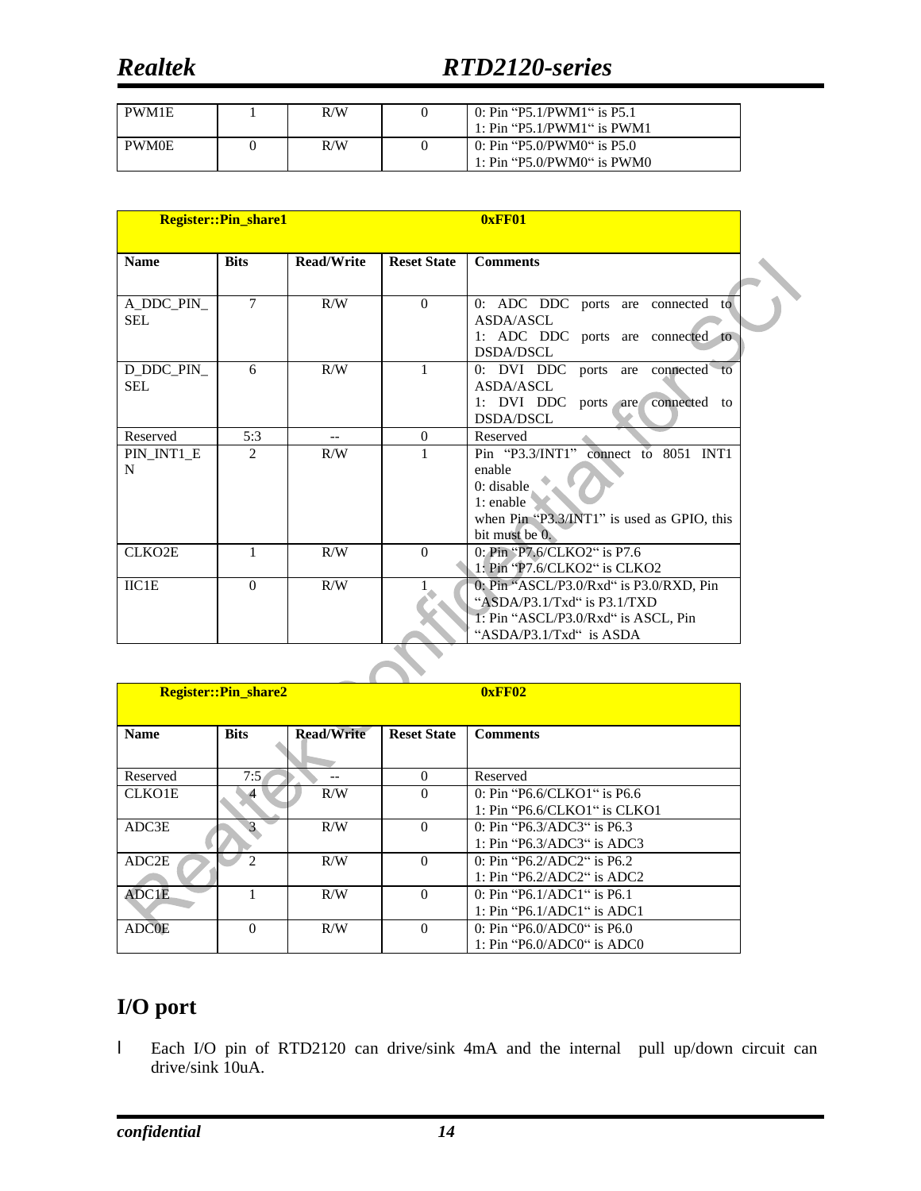| PWM1E | 1 | R/W | 0 | 0: Pin “P5.1/PWM1“ is P5.1<br>1: Pin “P5.1/PWM1“ is PWM1 |
|---|---|---|---|---|
| PWM0E | 0 | R/W | 0 | 0: Pin “P5.0/PWM0“ is P5.0<br>1: Pin “P5.0/PWM0“ is PWM0 |

| Register::Pin_share1 | | | 0xFF01 | |
|---|---|---|---|---|
| **Name** | **Bits** | **Read/Write** | **Reset State** | **Comments** |
| A_DDC_PIN_SEL | 7 | R/W | 0 | 0: ADC DDC ports are connected to ASDA/ASCL<br>1: ADC DDC ports are connected to DSDA/DSCL |
| D_DDC_PIN_SEL | 6 | R/W | 1 | 0: DVI DDC ports are connected to ASDA/ASCL<br>1: DVI DDC ports are connected to DSDA/DSCL |
| Reserved | 5:3 | -- | 0 | Reserved |
| PIN_INT1_EN | 2 | R/W | 1 | Pin “P3.3/INT1” connect to 8051 INT1 enable<br>0: disable<br>1: enable<br>when Pin “P3.3/INT1” is used as GPIO, this bit must be 0. |
| CLKO2E | 1 | R/W | 0 | 0: Pin “P7.6/CLKO2“ is P7.6<br>1: Pin “P7.6/CLKO2“ is CLKO2 |
| IIC1E | 0 | R/W | 1 | 0: Pin “ASCL/P3.0/Rxd“ is P3.0/RXD, Pin “ASDA/P3.1/Txd“ is P3.1/TXD<br>1: Pin “ASCL/P3.0/Rxd“ is ASCL, Pin “ASDA/P3.1/Txd“ is ASDA |

| Register::Pin_share2 | | | 0xFF02 | |
|---|---|---|---|---|
| **Name** | **Bits** | **Read/Write** | **Reset State** | **Comments** |
| Reserved | 7:5 | -- | 0 | Reserved |
| CLKO1E | 4 | R/W | 0 | 0: Pin “P6.6/CLKO1“ is P6.6<br>1: Pin “P6.6/CLKO1“ is CLKO1 |
| ADC3E | 3 | R/W | 0 | 0: Pin “P6.3/ADC3“ is P6.3<br>1: Pin “P6.3/ADC3“ is ADC3 |
| ADC2E | 2 | R/W | 0 | 0: Pin “P6.2/ADC2“ is P6.2<br>1: Pin “P6.2/ADC2“ is ADC2 |
| ADC1E | 1 | R/W | 0 | 0: Pin “P6.1/ADC1“ is P6.1<br>1: Pin “P6.1/ADC1“ is ADC1 |
| ADC0E | 0 | R/W | 0 | 0: Pin “P6.0/ADC0“ is P6.0<br>1: Pin “P6.0/ADC0“ is ADC0 |

# I/O port

- Each I/O pin of RTD2120 can drive/sink 4mA and the internal pull up/down circuit can drive/sink 10uA.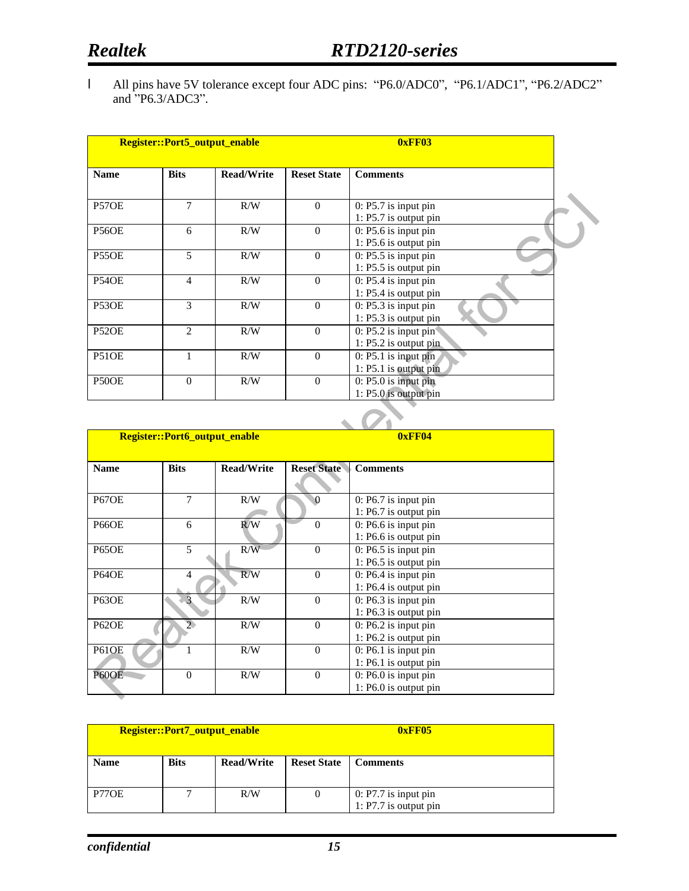- All pins have 5V tolerance except four ADC pins: "P6.0/ADC0", "P6.1/ADC1", "P6.2/ADC2" and "P6.3/ADC3".

| Register::Port5_output_enable | | | | 0xFF03 |
|---|---|---|---|---|
| **Name** | **Bits** | **Read/Write** | **Reset State** | **Comments** |
| P57OE | 7 | R/W | 0 | 0: P5.7 is input pin<br>1: P5.7 is output pin |
| P56OE | 6 | R/W | 0 | 0: P5.6 is input pin<br>1: P5.6 is output pin |
| P55OE | 5 | R/W | 0 | 0: P5.5 is input pin<br>1: P5.5 is output pin |
| P54OE | 4 | R/W | 0 | 0: P5.4 is input pin<br>1: P5.4 is output pin |
| P53OE | 3 | R/W | 0 | 0: P5.3 is input pin<br>1: P5.3 is output pin |
| P52OE | 2 | R/W | 0 | 0: P5.2 is input pin<br>1: P5.2 is output pin |
| P51OE | 1 | R/W | 0 | 0: P5.1 is input pin<br>1: P5.1 is output pin |
| P50OE | 0 | R/W | 0 | 0: P5.0 is input pin<br>1: P5.0 is output pin |

| Register::Port6_output_enable | | | | 0xFF04 |
|---|---|---|---|---|
| **Name** | **Bits** | **Read/Write** | **Reset State** | **Comments** |
| P67OE | 7 | R/W | 0 | 0: P6.7 is input pin<br>1: P6.7 is output pin |
| P66OE | 6 | R/W | 0 | 0: P6.6 is input pin<br>1: P6.6 is output pin |
| P65OE | 5 | R/W | 0 | 0: P6.5 is input pin<br>1: P6.5 is output pin |
| P64OE | 4 | R/W | 0 | 0: P6.4 is input pin<br>1: P6.4 is output pin |
| P63OE | 3 | R/W | 0 | 0: P6.3 is input pin<br>1: P6.3 is output pin |
| P62OE | 2 | R/W | 0 | 0: P6.2 is input pin<br>1: P6.2 is output pin |
| P61OE | 1 | R/W | 0 | 0: P6.1 is input pin<br>1: P6.1 is output pin |
| P60OE | 0 | R/W | 0 | 0: P6.0 is input pin<br>1: P6.0 is output pin |

| Register::Port7_output_enable | | | | 0xFF05 |
|---|---|---|---|---|
| **Name** | **Bits** | **Read/Write** | **Reset State** | **Comments** |
| P77OE | 7 | R/W | 0 | 0: P7.7 is input pin<br>1: P7.7 is output pin |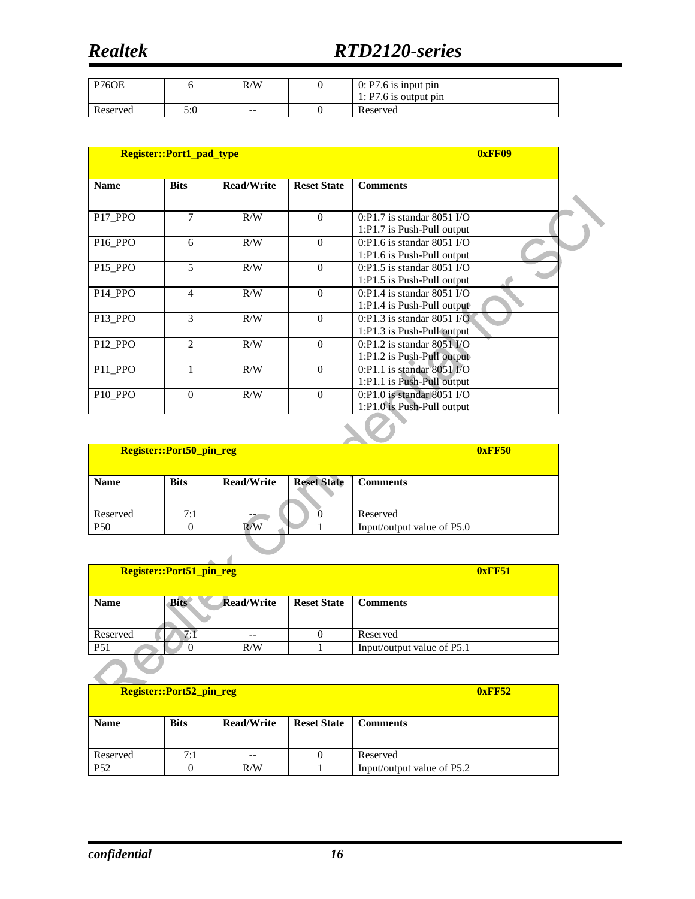| P76OE | 6 | R/W | 0 | 0: P7.6 is input pin<br>1: P7.6 is output pin |
|---|---|---|---|---|
| Reserved | 5:0 | -- | 0 | Reserved |

| **Register::Port1_pad_type** | | | | **0xFF09** |
|---|---|---|---|---|
| **Name** | **Bits** | **Read/Write** | **Reset State** | **Comments** |
| P17_PPO | 7 | R/W | 0 | 0:P1.7 is standar 8051 I/O<br>1:P1.7 is Push-Pull output |
| P16_PPO | 6 | R/W | 0 | 0:P1.6 is standar 8051 I/O<br>1:P1.6 is Push-Pull output |
| P15_PPO | 5 | R/W | 0 | 0:P1.5 is standar 8051 I/O<br>1:P1.5 is Push-Pull output |
| P14_PPO | 4 | R/W | 0 | 0:P1.4 is standar 8051 I/O<br>1:P1.4 is Push-Pull output |
| P13_PPO | 3 | R/W | 0 | 0:P1.3 is standar 8051 I/O<br>1:P1.3 is Push-Pull output |
| P12_PPO | 2 | R/W | 0 | 0:P1.2 is standar 8051 I/O<br>1:P1.2 is Push-Pull output |
| P11_PPO | 1 | R/W | 0 | 0:P1.1 is standar 8051 I/O<br>1:P1.1 is Push-Pull output |
| P10_PPO | 0 | R/W | 0 | 0:P1.0 is standar 8051 I/O<br>1:P1.0 is Push-Pull output |

| **Register::Port50_pin_reg** | | | | **0xFF50** |
|---|---|---|---|---|
| **Name** | **Bits** | **Read/Write** | **Reset State** | **Comments** |
| Reserved | 7:1 | -- | 0 | Reserved |
| P50 | 0 | R/W | 1 | Input/output value of P5.0 |

| **Register::Port51_pin_reg** | | | | **0xFF51** |
|---|---|---|---|---|
| **Name** | **Bits** | **Read/Write** | **Reset State** | **Comments** |
| Reserved | 7:1 | -- | 0 | Reserved |
| P51 | 0 | R/W | 1 | Input/output value of P5.1 |

| **Register::Port52_pin_reg** | | | | **0xFF52** |
|---|---|---|---|---|
| **Name** | **Bits** | **Read/Write** | **Reset State** | **Comments** |
| Reserved | 7:1 | -- | 0 | Reserved |
| P52 | 0 | R/W | 1 | Input/output value of P5.2 |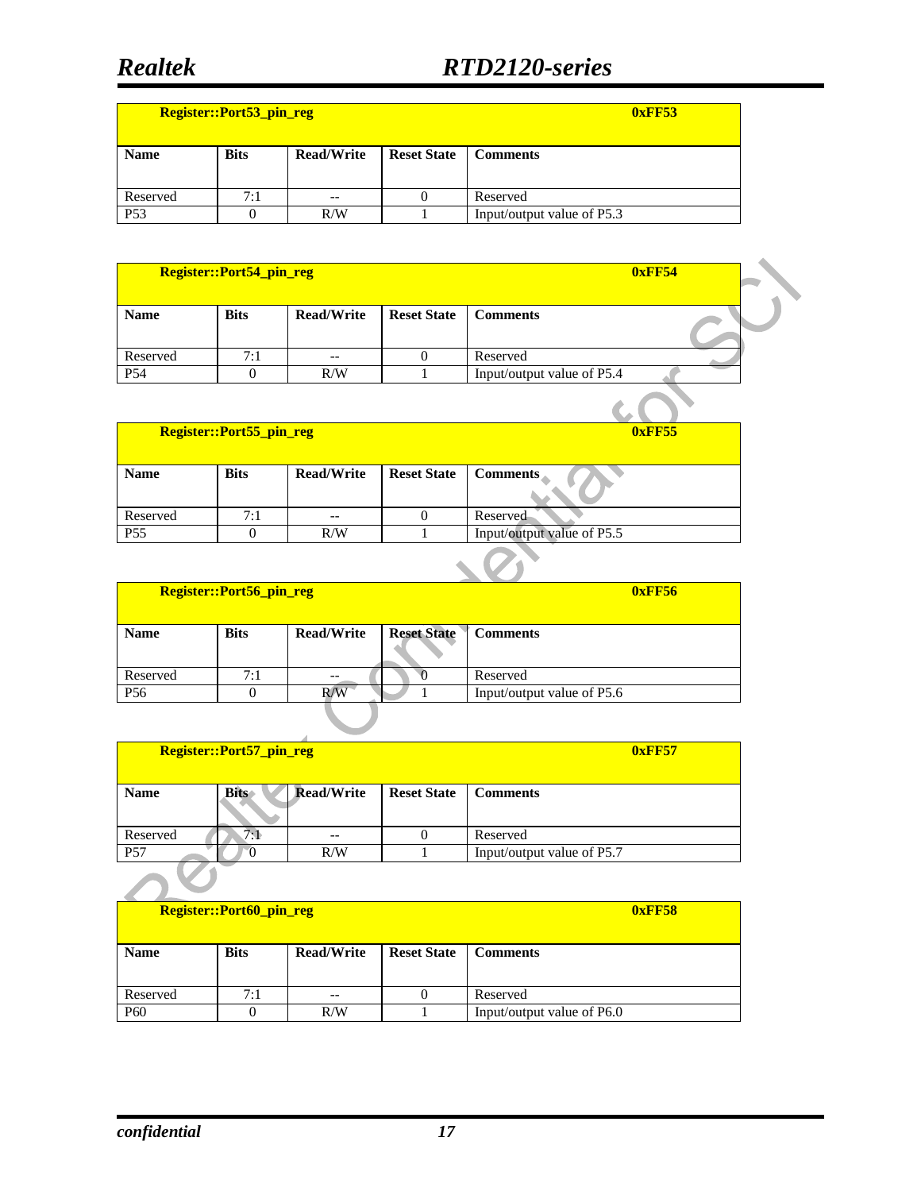| Register::Port53_pin_reg | | | | 0xFF53 |
|---|---|---|---|---|
| **Name** | **Bits** | **Read/Write** | **Reset State** | **Comments** |
| Reserved | 7:1 | -- | 0 | Reserved |
| P53 | 0 | R/W | 1 | Input/output value of P5.3 |

| Register::Port54_pin_reg | | | | 0xFF54 |
|---|---|---|---|---|
| **Name** | **Bits** | **Read/Write** | **Reset State** | **Comments** |
| Reserved | 7:1 | -- | 0 | Reserved |
| P54 | 0 | R/W | 1 | Input/output value of P5.4 |

| Register::Port55_pin_reg | | | | 0xFF55 |
|---|---|---|---|---|
| **Name** | **Bits** | **Read/Write** | **Reset State** | **Comments** |
| Reserved | 7:1 | -- | 0 | Reserved |
| P55 | 0 | R/W | 1 | Input/output value of P5.5 |

| Register::Port56_pin_reg | | | | 0xFF56 |
|---|---|---|---|---|
| **Name** | **Bits** | **Read/Write** | **Reset State** | **Comments** |
| Reserved | 7:1 | -- | 0 | Reserved |
| P56 | 0 | R/W | 1 | Input/output value of P5.6 |

| Register::Port57_pin_reg | | | | 0xFF57 |
|---|---|---|---|---|
| **Name** | **Bits** | **Read/Write** | **Reset State** | **Comments** |
| Reserved | 7:1 | -- | 0 | Reserved |
| P57 | 0 | R/W | 1 | Input/output value of P5.7 |

| Register::Port60_pin_reg | | | | 0xFF58 |
|---|---|---|---|---|
| **Name** | **Bits** | **Read/Write** | **Reset State** | **Comments** |
| Reserved | 7:1 | -- | 0 | Reserved |
| P60 | 0 | R/W | 1 | Input/output value of P6.0 |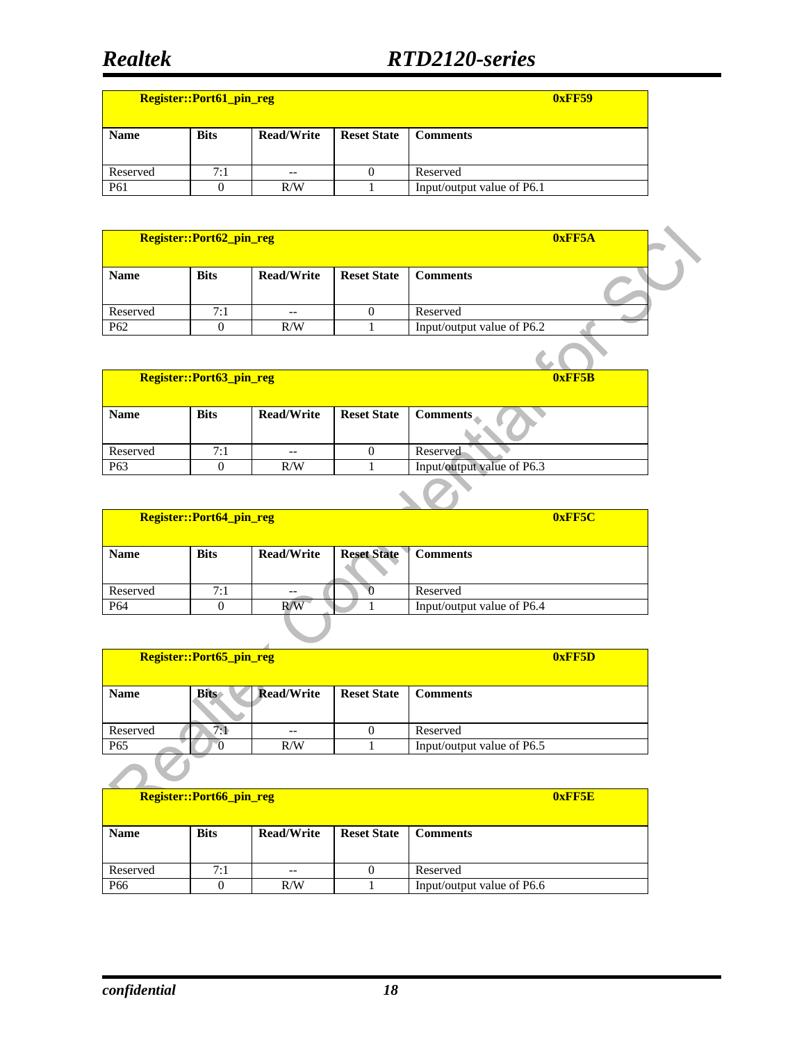| Register::Port61_pin_reg | | | | 0xFF59 |
|---|---|---|---|---|
| **Name** | **Bits** | **Read/Write** | **Reset State** | **Comments** |
| Reserved | 7:1 | -- | 0 | Reserved |
| P61 | 0 | R/W | 1 | Input/output value of P6.1 |

| Register::Port62_pin_reg | | | | 0xFF5A |
|---|---|---|---|---|
| **Name** | **Bits** | **Read/Write** | **Reset State** | **Comments** |
| Reserved | 7:1 | -- | 0 | Reserved |
| P62 | 0 | R/W | 1 | Input/output value of P6.2 |

| Register::Port63_pin_reg | | | | 0xFF5B |
|---|---|---|---|---|
| **Name** | **Bits** | **Read/Write** | **Reset State** | **Comments** |
| Reserved | 7:1 | -- | 0 | Reserved |
| P63 | 0 | R/W | 1 | Input/output value of P6.3 |

| Register::Port64_pin_reg | | | | 0xFF5C |
|---|---|---|---|---|
| **Name** | **Bits** | **Read/Write** | **Reset State** | **Comments** |
| Reserved | 7:1 | -- | 0 | Reserved |
| P64 | 0 | R/W | 1 | Input/output value of P6.4 |

| Register::Port65_pin_reg | | | | 0xFF5D |
|---|---|---|---|---|
| **Name** | **Bits** | **Read/Write** | **Reset State** | **Comments** |
| Reserved | 7:1 | -- | 0 | Reserved |
| P65 | 0 | R/W | 1 | Input/output value of P6.5 |

| Register::Port66_pin_reg | | | | 0xFF5E |
|---|---|---|---|---|
| **Name** | **Bits** | **Read/Write** | **Reset State** | **Comments** |
| Reserved | 7:1 | -- | 0 | Reserved |
| P66 | 0 | R/W | 1 | Input/output value of P6.6 |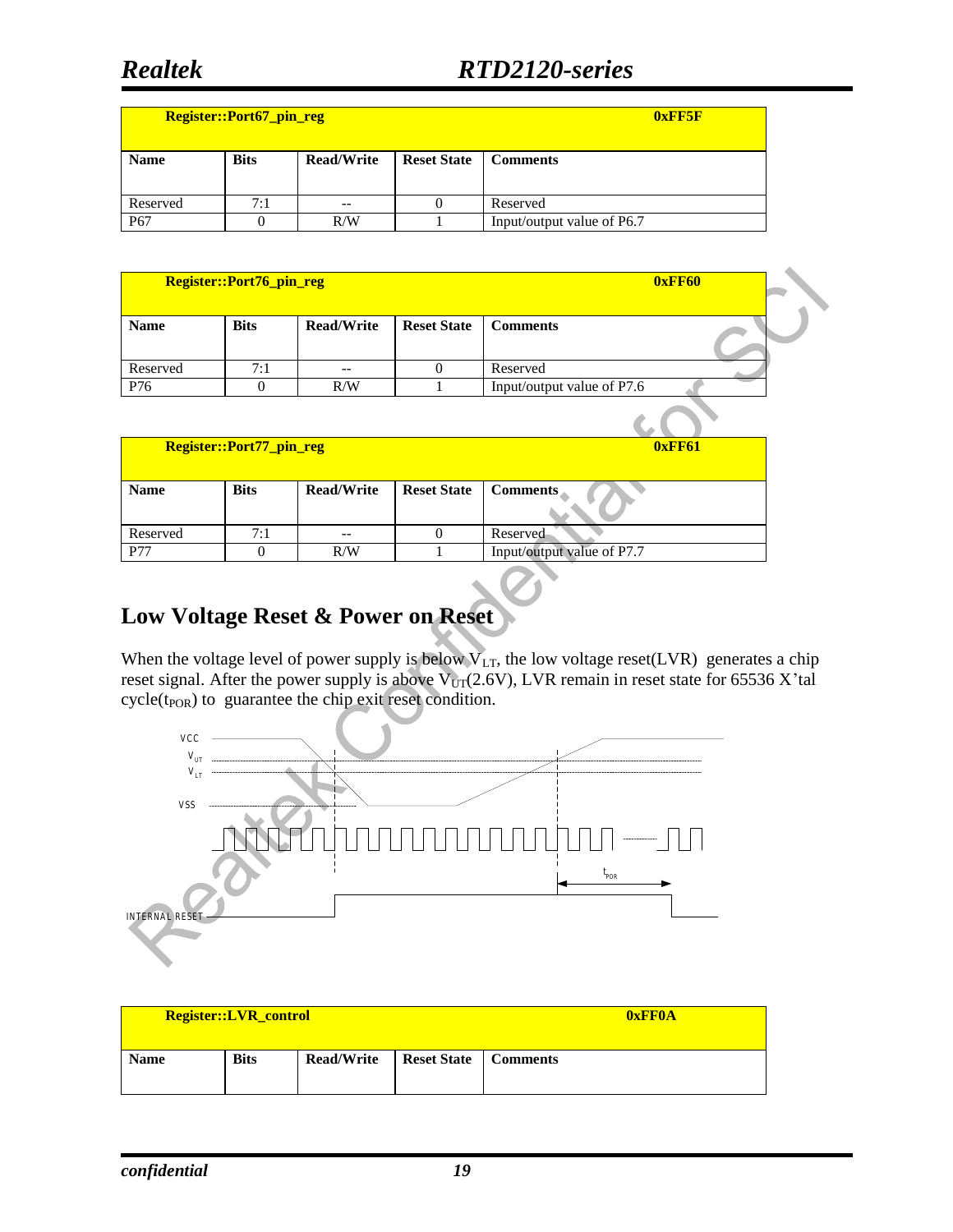| Register::Port67_pin_reg | | | | 0xFF5F |
|---|---|---|---|---|
| **Name** | **Bits** | **Read/Write** | **Reset State** | **Comments** |
| Reserved | 7:1 | -- | 0 | Reserved |
| P67 | 0 | R/W | 1 | Input/output value of P6.7 |

| Register::Port76_pin_reg | | | | 0xFF60 |
|---|---|---|---|---|
| **Name** | **Bits** | **Read/Write** | **Reset State** | **Comments** |
| Reserved | 7:1 | -- | 0 | Reserved |
| P76 | 0 | R/W | 1 | Input/output value of P7.6 |

| Register::Port77_pin_reg | | | | 0xFF61 |
|---|---|---|---|---|
| **Name** | **Bits** | **Read/Write** | **Reset State** | **Comments** |
| Reserved | 7:1 | -- | 0 | Reserved |
| P77 | 0 | R/W | 1 | Input/output value of P7.7 |

## Low Voltage Reset & Power on Reset

When the voltage level of power supply is below $V_{LT}$, the low voltage reset(LVR) generates a chip reset signal. After the power supply is above $V_{UT}$(2.6V), LVR remain in reset state for 65536 X'tal cycle($t_{POR}$) to guarantee the chip exit reset condition.

| Register::LVR_control | | | | 0xFF0A |
|---|---|---|---|---|
| **Name** | **Bits** | **Read/Write** | **Reset State** | **Comments** |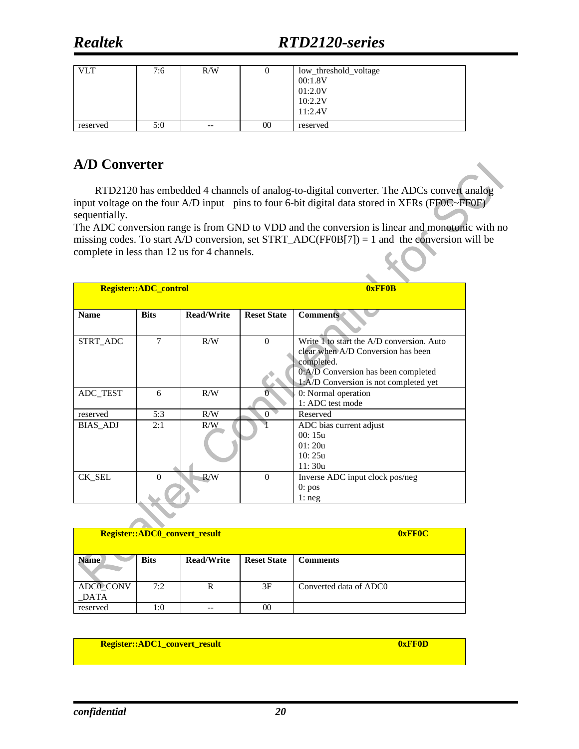| VLT | 7:6 | R/W | 0 | low_threshold_voltage<br>00:1.8V<br>01:2.0V<br>10:2.2V<br>11:2.4V |
|---|---|---|---|---|
| reserved | 5:0 | -- | 00 | reserved |

## A/D Converter

RTD2120 has embedded 4 channels of analog-to-digital converter. The ADCs convert analog input voltage on the four A/D input pins to four 6-bit digital data stored in XFRs (FF0C~FF0F) sequentially.

The ADC conversion range is from GND to VDD and the conversion is linear and monotonic with no missing codes. To start A/D conversion, set STRT_ADC(FF0B[7]) = 1 and the conversion will be complete in less than 12 us for 4 channels.

| **Register::ADC_control** | | | | **0xFF0B** |
|---|---|---|---|---|
| **Name** | **Bits** | **Read/Write** | **Reset State** | **Comments** |
| STRT_ADC | 7 | R/W | 0 | Write 1 to start the A/D conversion. Auto clear when A/D Conversion has been completed.<br>0:A/D Conversion has been completed<br>1:A/D Conversion is not completed yet |
| ADC_TEST | 6 | R/W | 0 | 0: Normal operation<br>1: ADC test mode |
| reserved | 5:3 | R/W | 0 | Reserved |
| BIAS_ADJ | 2:1 | R/W | 1 | ADC bias current adjust<br>00: 15u<br>01: 20u<br>10: 25u<br>11: 30u |
| CK_SEL | 0 | R/W | 0 | Inverse ADC input clock pos/neg<br>0: pos<br>1: neg |

| **Register::ADC0_convert_result** | | | | **0xFF0C** |
|---|---|---|---|---|
| **Name** | **Bits** | **Read/Write** | **Reset State** | **Comments** |
| ADC0_CONV_DATA | 7:2 | R | 3F | Converted data of ADC0 |
| reserved | 1:0 | -- | 00 | |

| **Register::ADC1_convert_result** | **0xFF0D** |
|---|---|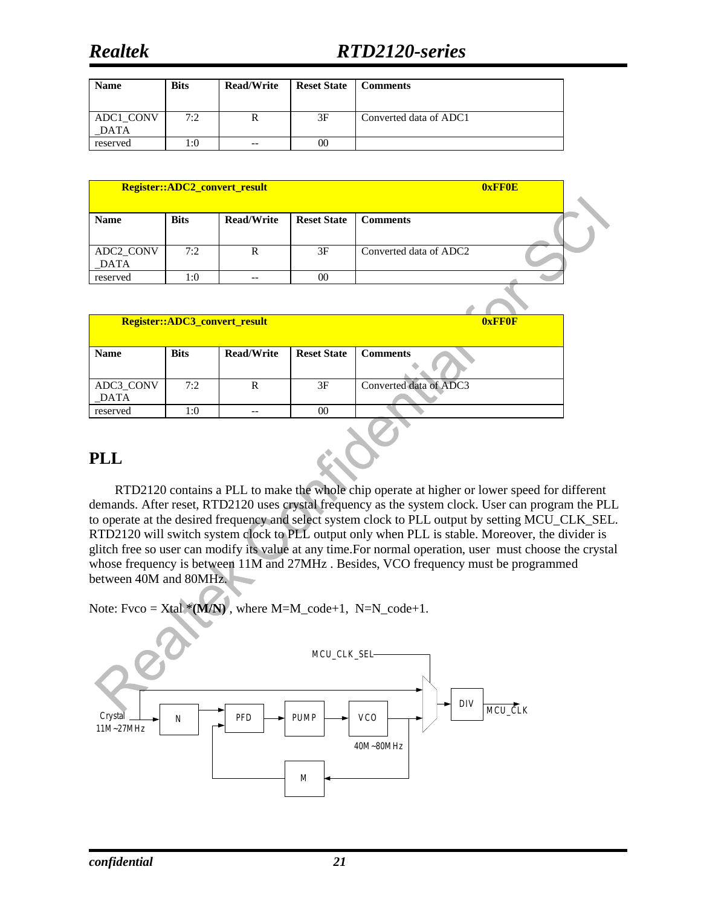| Name | Bits | Read/Write | Reset State | Comments |
|---|---|---|---|---|
| ADC1_CONV_DATA | 7:2 | R | 3F | Converted data of ADC1 |
| reserved | 1:0 | -- | 00 | |

| Register::ADC2_convert_result | | | | 0xFF0E |
|---|---|---|---|---|
| **Name** | **Bits** | **Read/Write** | **Reset State** | **Comments** |
| ADC2_CONV_DATA | 7:2 | R | 3F | Converted data of ADC2 |
| reserved | 1:0 | -- | 00 | |

| Register::ADC3_convert_result | | | | 0xFF0F |
|---|---|---|---|---|
| **Name** | **Bits** | **Read/Write** | **Reset State** | **Comments** |
| ADC3_CONV_DATA | 7:2 | R | 3F | Converted data of ADC3 |
| reserved | 1:0 | -- | 00 | |

# PLL

RTD2120 contains a PLL to make the whole chip operate at higher or lower speed for different demands. After reset, RTD2120 uses crystal frequency as the system clock. User can program the PLL to operate at the desired frequency and select system clock to PLL output by setting MCU_CLK_SEL. RTD2120 will switch system clock to PLL output only when PLL is stable. Moreover, the divider is glitch free so user can modify its value at any time.For normal operation, user must choose the crystal whose frequency is between 11M and 27MHz . Besides, VCO frequency must be programmed between 40M and 80MHz.

Note: Fvco = Xtal ***(M/N)** , where M=M_code+1, N=N_code+1.

MCU_CLK_SEL

Crystal 11M~27MHz

N

PFD

PUMP

VCO

40M~80MHz

M

DIV

MCU_CLK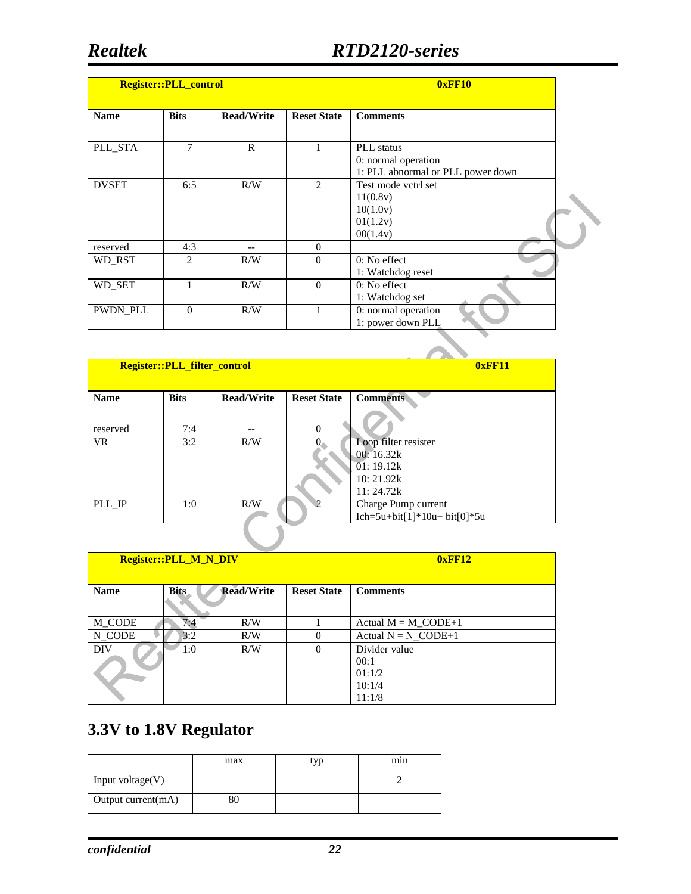| Register::PLL_control | | | | 0xFF10 |
|---|---|---|---|---|
| **Name** | **Bits** | **Read/Write** | **Reset State** | **Comments** |
| PLL_STA | 7 | R | 1 | PLL status<br>0: normal operation<br>1: PLL abnormal or PLL power down |
| DVSET | 6:5 | R/W | 2 | Test mode vctrl set<br>11(0.8v)<br>10(1.0v)<br>01(1.2v)<br>00(1.4v) |
| reserved | 4:3 | -- | 0 | |
| WD_RST | 2 | R/W | 0 | 0: No effect<br>1: Watchdog reset |
| WD_SET | 1 | R/W | 0 | 0: No effect<br>1: Watchdog set |
| PWDN_PLL | 0 | R/W | 1 | 0: normal operation<br>1: power down PLL |

| Register::PLL_filter_control | | | | 0xFF11 |
|---|---|---|---|---|
| **Name** | **Bits** | **Read/Write** | **Reset State** | **Comments** |
| reserved | 7:4 | -- | 0 | |
| VR | 3:2 | R/W | 0 | Loop filter resister<br>00: 16.32k<br>01: 19.12k<br>10: 21.92k<br>11: 24.72k |
| PLL_IP | 1:0 | R/W | 2 | Charge Pump current<br>Ich=5u+bit[1]*10u+ bit[0]*5u |

| Register::PLL_M_N_DIV | | | | 0xFF12 |
|---|---|---|---|---|
| **Name** | **Bits** | **Read/Write** | **Reset State** | **Comments** |
| M_CODE | 7:4 | R/W | 1 | Actual M = M_CODE+1 |
| N_CODE | 3:2 | R/W | 0 | Actual N = N_CODE+1 |
| DIV | 1:0 | R/W | 0 | Divider value<br>00:1<br>01:1/2<br>10:1/4<br>11:1/8 |

## 3.3V to 1.8V Regulator

| | max | typ | min |
|---|---|---|---|
| Input voltage(V) | | | 2 |
| Output current(mA) | 80 | | |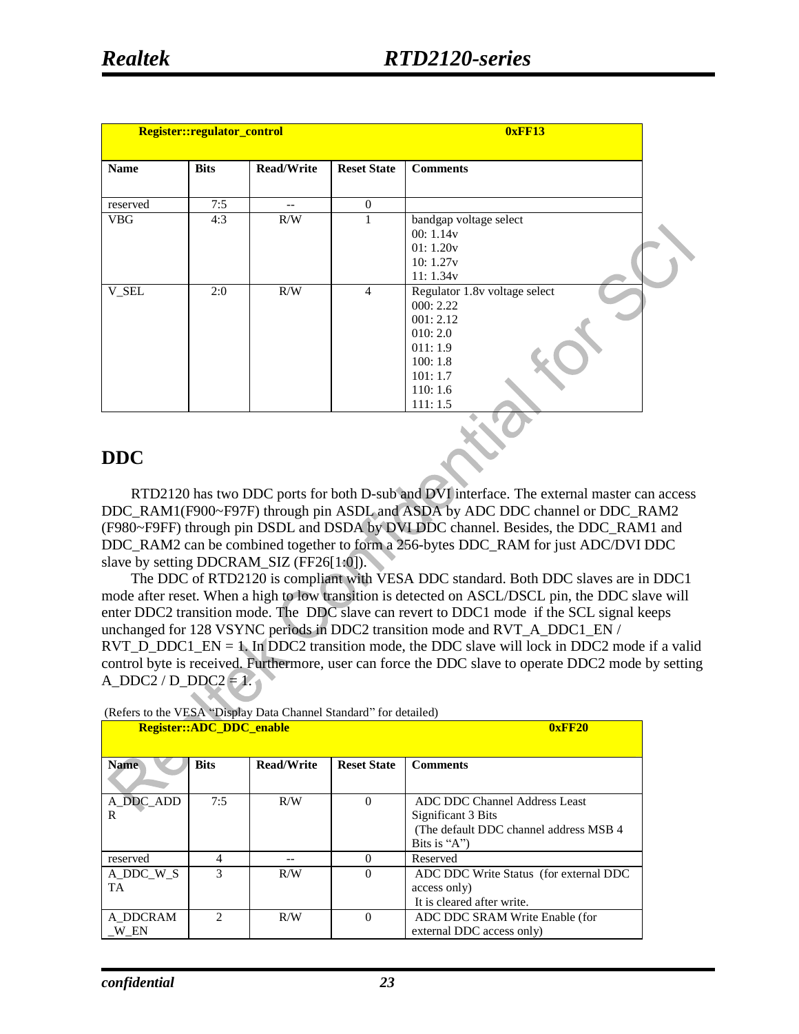| Register::regulator_control | | | | 0xFF13 |
|---|---|---|---|---|
| **Name** | **Bits** | **Read/Write** | **Reset State** | **Comments** |
| reserved | 7:5 | -- | 0 | |
| VBG | 4:3 | R/W | 1 | bandgap voltage select<br>00: 1.14v<br>01: 1.20v<br>10: 1.27v<br>11: 1.34v |
| V_SEL | 2:0 | R/W | 4 | Regulator 1.8v voltage select<br>000: 2.22<br>001: 2.12<br>010: 2.0<br>011: 1.9<br>100: 1.8<br>101: 1.7<br>110: 1.6<br>111: 1.5 |

## DDC

RTD2120 has two DDC ports for both D-sub and DVI interface. The external master can access DDC_RAM1(F900~F97F) through pin ASDL and ASDA by ADC DDC channel or DDC_RAM2 (F980~F9FF) through pin DSDL and DSDA by DVI DDC channel. Besides, the DDC_RAM1 and DDC_RAM2 can be combined together to form a 256-bytes DDC_RAM for just ADC/DVI DDC slave by setting DDCRAM_SIZ (FF26[1:0]).

The DDC of RTD2120 is compliant with VESA DDC standard. Both DDC slaves are in DDC1 mode after reset. When a high to low transition is detected on ASCL/DSCL pin, the DDC slave will enter DDC2 transition mode. The DDC slave can revert to DDC1 mode if the SCL signal keeps unchanged for 128 VSYNC periods in DDC2 transition mode and RVT_A_DDC1_EN / RVT_D_DDC1_EN = 1. In DDC2 transition mode, the DDC slave will lock in DDC2 mode if a valid control byte is received. Furthermore, user can force the DDC slave to operate DDC2 mode by setting A_DDC2 / D_DDC2 = 1.

(Refers to the VESA "Display Data Channel Standard" for detailed)

| Register::ADC_DDC_enable | | | | 0xFF20 |
|---|---|---|---|---|
| **Name** | **Bits** | **Read/Write** | **Reset State** | **Comments** |
| A_DDC_ADDR | 7:5 | R/W | 0 | ADC DDC Channel Address Least Significant 3 Bits<br>(The default DDC channel address MSB 4 Bits is "A") |
| reserved | 4 | -- | 0 | Reserved |
| A_DDC_W_STA | 3 | R/W | 0 | ADC DDC Write Status (for external DDC access only)<br>It is cleared after write. |
| A_DDCRAM_W_EN | 2 | R/W | 0 | ADC DDC SRAM Write Enable (for external DDC access only) |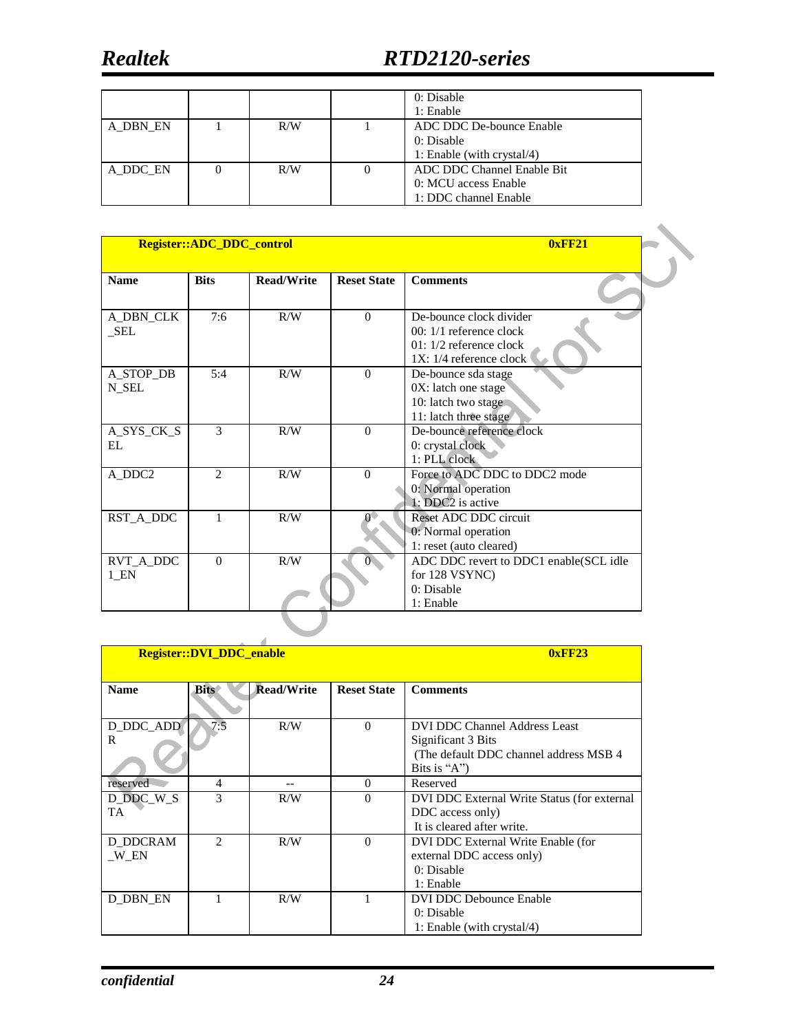|  |  |  |  | 0: Disable<br>1: Enable |
|---|---|---|---|---|
| A_DBN_EN | 1 | R/W | 1 | ADC DDC De-bounce Enable<br>0: Disable<br>1: Enable (with crystal/4) |
| A_DDC_EN | 0 | R/W | 0 | ADC DDC Channel Enable Bit<br>0: MCU access Enable<br>1: DDC channel Enable |

| **Register::ADC_DDC_control** |  |  |  | **0xFF21** |
|---|---|---|---|---|
| **Name** | **Bits** | **Read/Write** | **Reset State** | **Comments** |
| A_DBN_CLK_SEL | 7:6 | R/W | 0 | De-bounce clock divider<br>00: 1/1 reference clock<br>01: 1/2 reference clock<br>1X: 1/4 reference clock |
| A_STOP_DBN_SEL | 5:4 | R/W | 0 | De-bounce sda stage<br>0X: latch one stage<br>10: latch two stage<br>11: latch three stage |
| A_SYS_CK_SEL | 3 | R/W | 0 | De-bounce reference clock<br>0: crystal clock<br>1: PLL clock |
| A_DDC2 | 2 | R/W | 0 | Force to ADC DDC to DDC2 mode<br>0: Normal operation<br>1: DDC2 is active |
| RST_A_DDC | 1 | R/W | 0 | Reset ADC DDC circuit<br>0: Normal operation<br>1: reset (auto cleared) |
| RVT_A_DDC1_EN | 0 | R/W | 0 | ADC DDC revert to DDC1 enable(SCL idle for 128 VSYNC)<br>0: Disable<br>1: Enable |

| **Register::DVI_DDC_enable** |  |  |  | **0xFF23** |
|---|---|---|---|---|
| **Name** | **Bits** | **Read/Write** | **Reset State** | **Comments** |
| D_DDC_ADDR | 7:5 | R/W | 0 | DVI DDC Channel Address Least Significant 3 Bits<br>(The default DDC channel address MSB 4 Bits is "A") |
| reserved | 4 | -- | 0 | Reserved |
| D_DDC_W_STA | 3 | R/W | 0 | DVI DDC External Write Status (for external DDC access only)<br>It is cleared after write. |
| D_DDCRAM_W_EN | 2 | R/W | 0 | DVI DDC External Write Enable (for external DDC access only)<br>0: Disable<br>1: Enable |
| D_DBN_EN | 1 | R/W | 1 | DVI DDC Debounce Enable<br>0: Disable<br>1: Enable (with crystal/4) |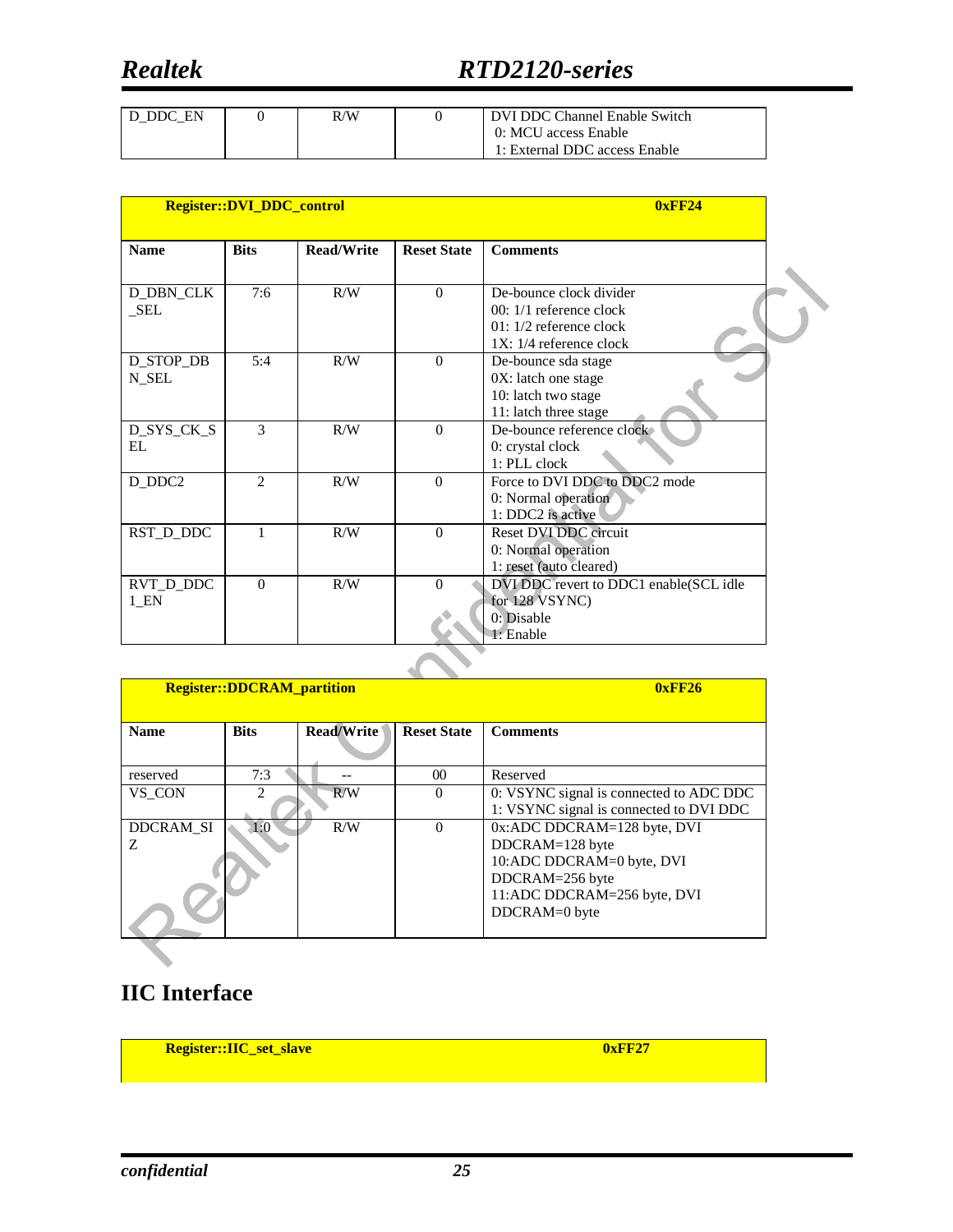| D_DDC_EN | 0 | R/W | 0 | DVI DDC Channel Enable Switch<br>0: MCU access Enable<br>1: External DDC access Enable |
|---|---|---|---|---|

| **Register::DVI_DDC_control** | | | | **0xFF24** |
|---|---|---|---|---|
| **Name** | **Bits** | **Read/Write** | **Reset State** | **Comments** |
| D_DBN_CLK_SEL | 7:6 | R/W | 0 | De-bounce clock divider<br>00: 1/1 reference clock<br>01: 1/2 reference clock<br>1X: 1/4 reference clock |
| D_STOP_DBN_SEL | 5:4 | R/W | 0 | De-bounce sda stage<br>0X: latch one stage<br>10: latch two stage<br>11: latch three stage |
| D_SYS_CK_SEL | 3 | R/W | 0 | De-bounce reference clock<br>0: crystal clock<br>1: PLL clock |
| D_DDC2 | 2 | R/W | 0 | Force to DVI DDC to DDC2 mode<br>0: Normal operation<br>1: DDC2 is active |
| RST_D_DDC | 1 | R/W | 0 | Reset DVI DDC circuit<br>0: Normal operation<br>1: reset (auto cleared) |
| RVT_D_DDC1_EN | 0 | R/W | 0 | DVI DDC revert to DDC1 enable(SCL idle for 128 VSYNC)<br>0: Disable<br>1: Enable |

| **Register::DDCRAM_partition** | | | | **0xFF26** |
|---|---|---|---|---|
| **Name** | **Bits** | **Read/Write** | **Reset State** | **Comments** |
| reserved | 7:3 | -- | 00 | Reserved |
| VS_CON | 2 | R/W | 0 | 0: VSYNC signal is connected to ADC DDC<br>1: VSYNC signal is connected to DVI DDC |
| DDCRAM_SIZ | 1:0 | R/W | 0 | 0x:ADC DDCRAM=128 byte, DVI DDCRAM=128 byte<br>10:ADC DDCRAM=0 byte, DVI DDCRAM=256 byte<br>11:ADC DDCRAM=256 byte, DVI DDCRAM=0 byte |

# IIC Interface

| **Register::IIC_set_slave** | **0xFF27** |
|---|---|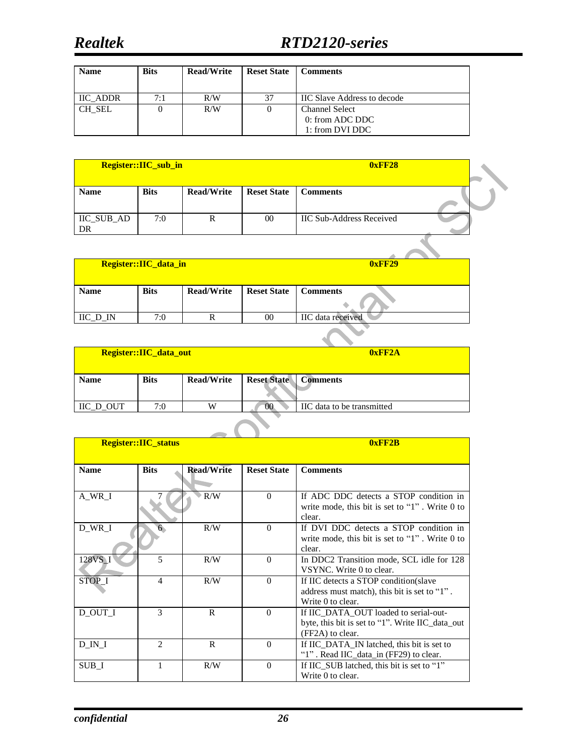| Name | Bits | Read/Write | Reset State | Comments |
|---|---|---|---|---|
| IIC_ADDR | 7:1 | R/W | 37 | IIC Slave Address to decode |
| CH_SEL | 0 | R/W | 0 | Channel Select<br>0: from ADC DDC<br>1: from DVI DDC |

| Register::IIC_sub_in | | | 0xFF28 | |
|---|---|---|---|---|
| **Name** | **Bits** | **Read/Write** | **Reset State** | **Comments** |
| IIC_SUB_ADDR | 7:0 | R | 00 | IIC Sub-Address Received |

| Register::IIC_data_in | | | 0xFF29 | |
|---|---|---|---|---|
| **Name** | **Bits** | **Read/Write** | **Reset State** | **Comments** |
| IIC_D_IN | 7:0 | R | 00 | IIC data received |

| Register::IIC_data_out | | | 0xFF2A | |
|---|---|---|---|---|
| **Name** | **Bits** | **Read/Write** | **Reset State** | **Comments** |
| IIC_D_OUT | 7:0 | W | 00 | IIC data to be transmitted |

| Register::IIC_status | | | 0xFF2B | |
|---|---|---|---|---|
| **Name** | **Bits** | **Read/Write** | **Reset State** | **Comments** |
| A_WR_I | 7 | R/W | 0 | If ADC DDC detects a STOP condition in write mode, this bit is set to "1" . Write 0 to clear. |
| D_WR_I | 6 | R/W | 0 | If DVI DDC detects a STOP condition in write mode, this bit is set to "1" . Write 0 to clear. |
| 128VS_I | 5 | R/W | 0 | In DDC2 Transition mode, SCL idle for 128 VSYNC. Write 0 to clear. |
| STOP_I | 4 | R/W | 0 | If IIC detects a STOP condition(slave address must match), this bit is set to "1" . Write 0 to clear. |
| D_OUT_I | 3 | R | 0 | If IIC_DATA_OUT loaded to serial-out-byte, this bit is set to "1". Write IIC_data_out (FF2A) to clear. |
| D_IN_I | 2 | R | 0 | If IIC_DATA_IN latched, this bit is set to "1" . Read IIC_data_in (FF29) to clear. |
| SUB_I | 1 | R/W | 0 | If IIC_SUB latched, this bit is set to "1" Write 0 to clear. |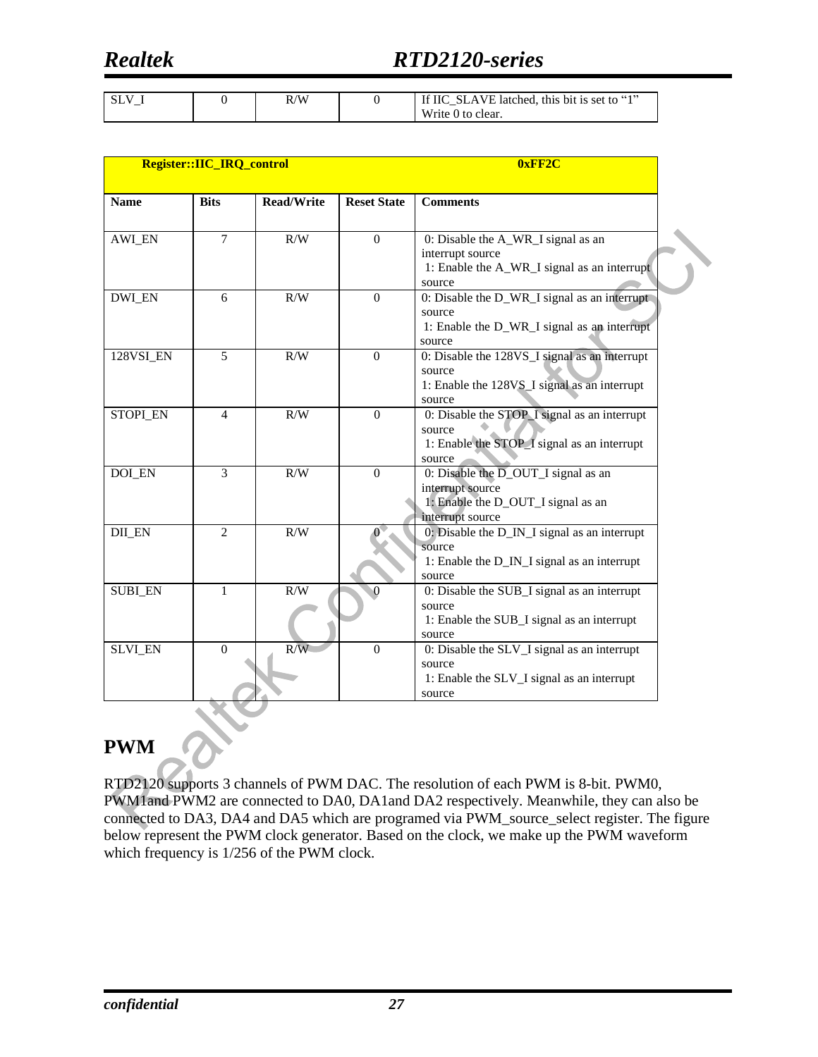| SLV_I | 0 | R/W | 0 | If IIC_SLAVE latched, this bit is set to "1"<br>Write 0 to clear. |
|---|---|---|---|---|

| Register::IIC_IRQ_control | | | | 0xFF2C |
|---|---|---|---|---|
| **Name** | **Bits** | **Read/Write** | **Reset State** | **Comments** |
| AWI_EN | 7 | R/W | 0 | 0: Disable the A_WR_I signal as an interrupt source<br>1: Enable the A_WR_I signal as an interrupt source |
| DWI_EN | 6 | R/W | 0 | 0: Disable the D_WR_I signal as an interrupt source<br>1: Enable the D_WR_I signal as an interrupt source |
| 128VSI_EN | 5 | R/W | 0 | 0: Disable the 128VS_I signal as an interrupt source<br>1: Enable the 128VS_I signal as an interrupt source |
| STOPI_EN | 4 | R/W | 0 | 0: Disable the STOP_I signal as an interrupt source<br>1: Enable the STOP_I signal as an interrupt source |
| DOI_EN | 3 | R/W | 0 | 0: Disable the D_OUT_I signal as an interrupt source<br>1: Enable the D_OUT_I signal as an interrupt source |
| DII_EN | 2 | R/W | 0 | 0: Disable the D_IN_I signal as an interrupt source<br>1: Enable the D_IN_I signal as an interrupt source |
| SUBI_EN | 1 | R/W | 0 | 0: Disable the SUB_I signal as an interrupt source<br>1: Enable the SUB_I signal as an interrupt source |
| SLVI_EN | 0 | R/W | 0 | 0: Disable the SLV_I signal as an interrupt source<br>1: Enable the SLV_I signal as an interrupt source |

# PWM

RTD2120 supports 3 channels of PWM DAC. The resolution of each PWM is 8-bit. PWM0, PWM1and PWM2 are connected to DA0, DA1and DA2 respectively. Meanwhile, they can also be connected to DA3, DA4 and DA5 which are programed via PWM_source_select register. The figure below represent the PWM clock generator. Based on the clock, we make up the PWM waveform which frequency is 1/256 of the PWM clock.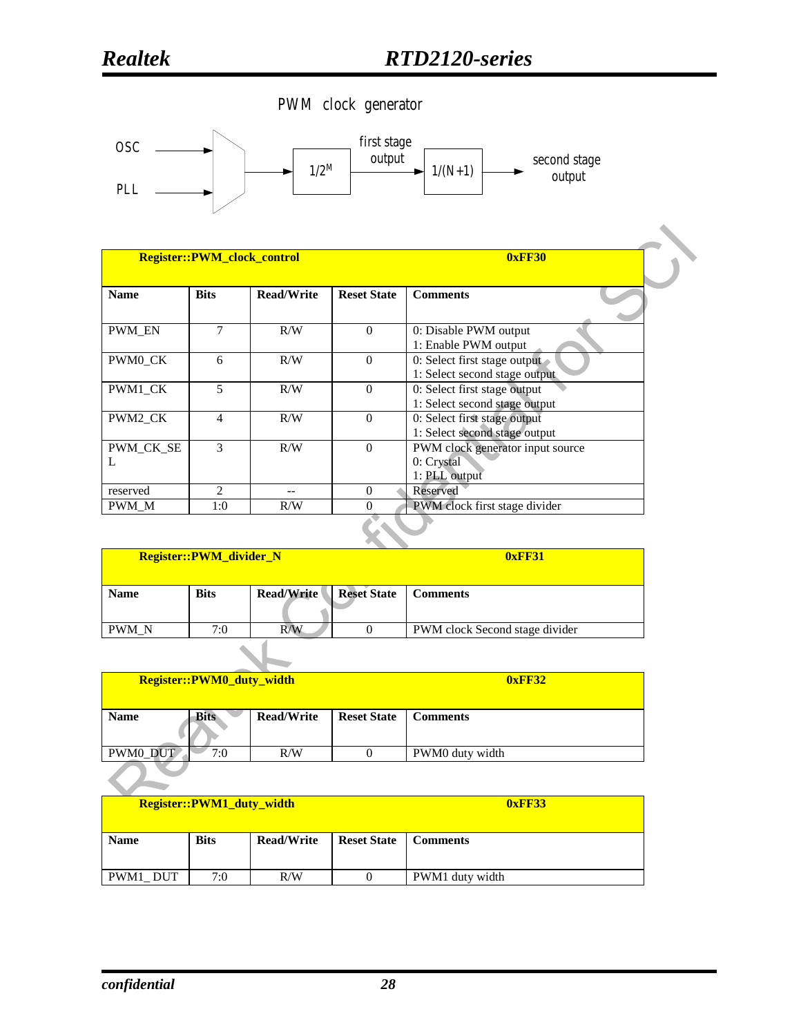PWM clock generator

OSC → PLL → (mux) → $1/2^M$ → first stage output → $1/(N+1)$ → second stage output

| Register::PWM_clock_control | | | | 0xFF30 |
|---|---|---|---|---|
| **Name** | **Bits** | **Read/Write** | **Reset State** | **Comments** |
| PWM_EN | 7 | R/W | 0 | 0: Disable PWM output<br>1: Enable PWM output |
| PWM0_CK | 6 | R/W | 0 | 0: Select first stage output<br>1: Select second stage output |
| PWM1_CK | 5 | R/W | 0 | 0: Select first stage output<br>1: Select second stage output |
| PWM2_CK | 4 | R/W | 0 | 0: Select first stage output<br>1: Select second stage output |
| PWM_CK_SEL | 3 | R/W | 0 | PWM clock generator input source<br>0: Crystal<br>1: PLL output |
| reserved | 2 | -- | 0 | Reserved |
| PWM_M | 1:0 | R/W | 0 | PWM clock first stage divider |

| Register::PWM_divider_N | | | | 0xFF31 |
|---|---|---|---|---|
| **Name** | **Bits** | **Read/Write** | **Reset State** | **Comments** |
| PWM_N | 7:0 | R/W | 0 | PWM clock Second stage divider |

| Register::PWM0_duty_width | | | | 0xFF32 |
|---|---|---|---|---|
| **Name** | **Bits** | **Read/Write** | **Reset State** | **Comments** |
| PWM0_DUT | 7:0 | R/W | 0 | PWM0 duty width |

| Register::PWM1_duty_width | | | | 0xFF33 |
|---|---|---|---|---|
| **Name** | **Bits** | **Read/Write** | **Reset State** | **Comments** |
| PWM1_ DUT | 7:0 | R/W | 0 | PWM1 duty width |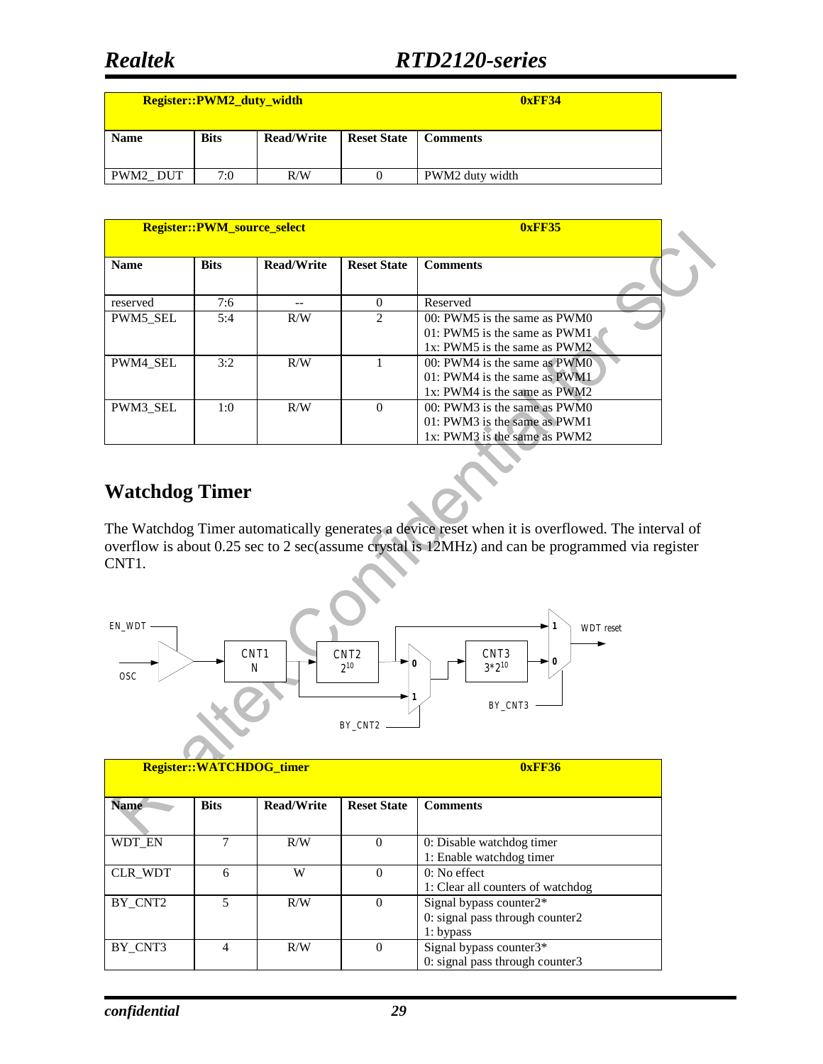| Register::PWM2_duty_width | | | | 0xFF34 |
|---|---|---|---|---|
| **Name** | **Bits** | **Read/Write** | **Reset State** | **Comments** |
| PWM2_ DUT | 7:0 | R/W | 0 | PWM2 duty width |

| Register::PWM_source_select | | | | 0xFF35 |
|---|---|---|---|---|
| **Name** | **Bits** | **Read/Write** | **Reset State** | **Comments** |
| reserved | 7:6 | -- | 0 | Reserved |
| PWM5_SEL | 5:4 | R/W | 2 | 00: PWM5 is the same as PWM0<br>01: PWM5 is the same as PWM1<br>1x: PWM5 is the same as PWM2 |
| PWM4_SEL | 3:2 | R/W | 1 | 00: PWM4 is the same as PWM0<br>01: PWM4 is the same as PWM1<br>1x: PWM4 is the same as PWM2 |
| PWM3_SEL | 1:0 | R/W | 0 | 00: PWM3 is the same as PWM0<br>01: PWM3 is the same as PWM1<br>1x: PWM3 is the same as PWM2 |

## Watchdog Timer

The Watchdog Timer automatically generates a device reset when it is overflowed. The interval of overflow is about 0.25 sec to 2 sec(assume crystal is 12MHz) and can be programmed via register CNT1.

| Register::WATCHDOG_timer | | | | 0xFF36 |
|---|---|---|---|---|
| **Name** | **Bits** | **Read/Write** | **Reset State** | **Comments** |
| WDT_EN | 7 | R/W | 0 | 0: Disable watchdog timer<br>1: Enable watchdog timer |
| CLR_WDT | 6 | W | 0 | 0: No effect<br>1: Clear all counters of watchdog |
| BY_CNT2 | 5 | R/W | 0 | Signal bypass counter2*<br>0: signal pass through counter2<br>1: bypass |
| BY_CNT3 | 4 | R/W | 0 | Signal bypass counter3*<br>0: signal pass through counter3 |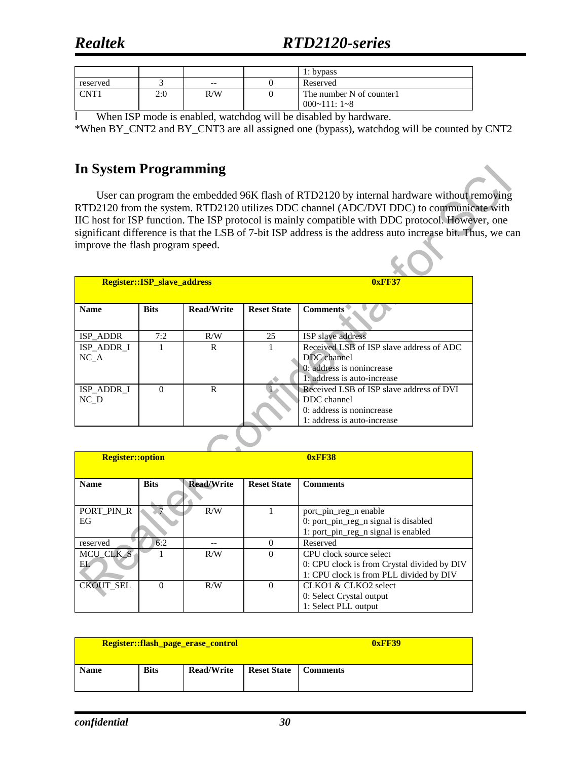| | | | | 1: bypass |
|---|---|---|---|---|
| reserved | 3 | -- | 0 | Reserved |
| CNT1 | 2:0 | R/W | 0 | The number N of counter1<br>000~111: 1~8 |

l When ISP mode is enabled, watchdog will be disabled by hardware.

*When BY_CNT2 and BY_CNT3 are all assigned one (bypass), watchdog will be counted by CNT2

## In System Programming

User can program the embedded 96K flash of RTD2120 by internal hardware without removing RTD2120 from the system. RTD2120 utilizes DDC channel (ADC/DVI DDC) to communicate with IIC host for ISP function. The ISP protocol is mainly compatible with DDC protocol. However, one significant difference is that the LSB of 7-bit ISP address is the address auto increase bit. Thus, we can improve the flash program speed.

| Register::ISP_slave_address | | | 0xFF37 | |
|---|---|---|---|---|
| **Name** | **Bits** | **Read/Write** | **Reset State** | **Comments** |
| ISP_ADDR | 7:2 | R/W | 25 | ISP slave address |
| ISP_ADDR_INC_A | 1 | R | 1 | Received LSB of ISP slave address of ADC DDC channel<br>0: address is nonincrease<br>1: address is auto-increase |
| ISP_ADDR_INC_D | 0 | R | 1 | Received LSB of ISP slave address of DVI DDC channel<br>0: address is nonincrease<br>1: address is auto-increase |

| Register::option | | | 0xFF38 | |
|---|---|---|---|---|
| **Name** | **Bits** | **Read/Write** | **Reset State** | **Comments** |
| PORT_PIN_REG | 7 | R/W | 1 | port_pin_reg_n enable<br>0: port_pin_reg_n signal is disabled<br>1: port_pin_reg_n signal is enabled |
| reserved | 6:2 | -- | 0 | Reserved |
| MCU_CLK_SEL | 1 | R/W | 0 | CPU clock source select<br>0: CPU clock is from Crystal divided by DIV<br>1: CPU clock is from PLL divided by DIV |
| CKOUT_SEL | 0 | R/W | 0 | CLKO1 & CLKO2 select<br>0: Select Crystal output<br>1: Select PLL output |

| Register::flash_page_erase_control | | | 0xFF39 | |
|---|---|---|---|---|
| **Name** | **Bits** | **Read/Write** | **Reset State** | **Comments** |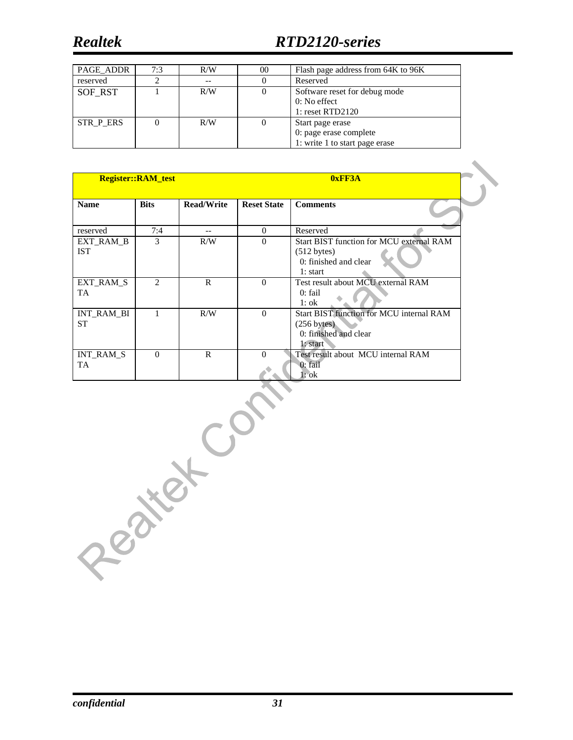| PAGE_ADDR | 7:3 | R/W | 00 | Flash page address from 64K to 96K |
|---|---|---|---|---|
| reserved | 2 | -- | 0 | Reserved |
| SOF_RST | 1 | R/W | 0 | Software reset for debug mode<br>0: No effect<br>1: reset RTD2120 |
| STR_P_ERS | 0 | R/W | 0 | Start page erase<br>0: page erase complete<br>1: write 1 to start page erase |

| **Register::RAM_test** | | | | **0xFF3A** |
|---|---|---|---|---|
| **Name** | **Bits** | **Read/Write** | **Reset State** | **Comments** |
| reserved | 7:4 | -- | 0 | Reserved |
| EXT_RAM_BIST | 3 | R/W | 0 | Start BIST function for MCU external RAM (512 bytes)<br>0: finished and clear<br>1: start |
| EXT_RAM_STA | 2 | R | 0 | Test result about MCU external RAM<br>0: fail<br>1: ok |
| INT_RAM_BIST | 1 | R/W | 0 | Start BIST function for MCU internal RAM (256 bytes)<br>0: finished and clear<br>1: start |
| INT_RAM_STA | 0 | R | 0 | Test result about MCU internal RAM<br>0: fail<br>1: ok |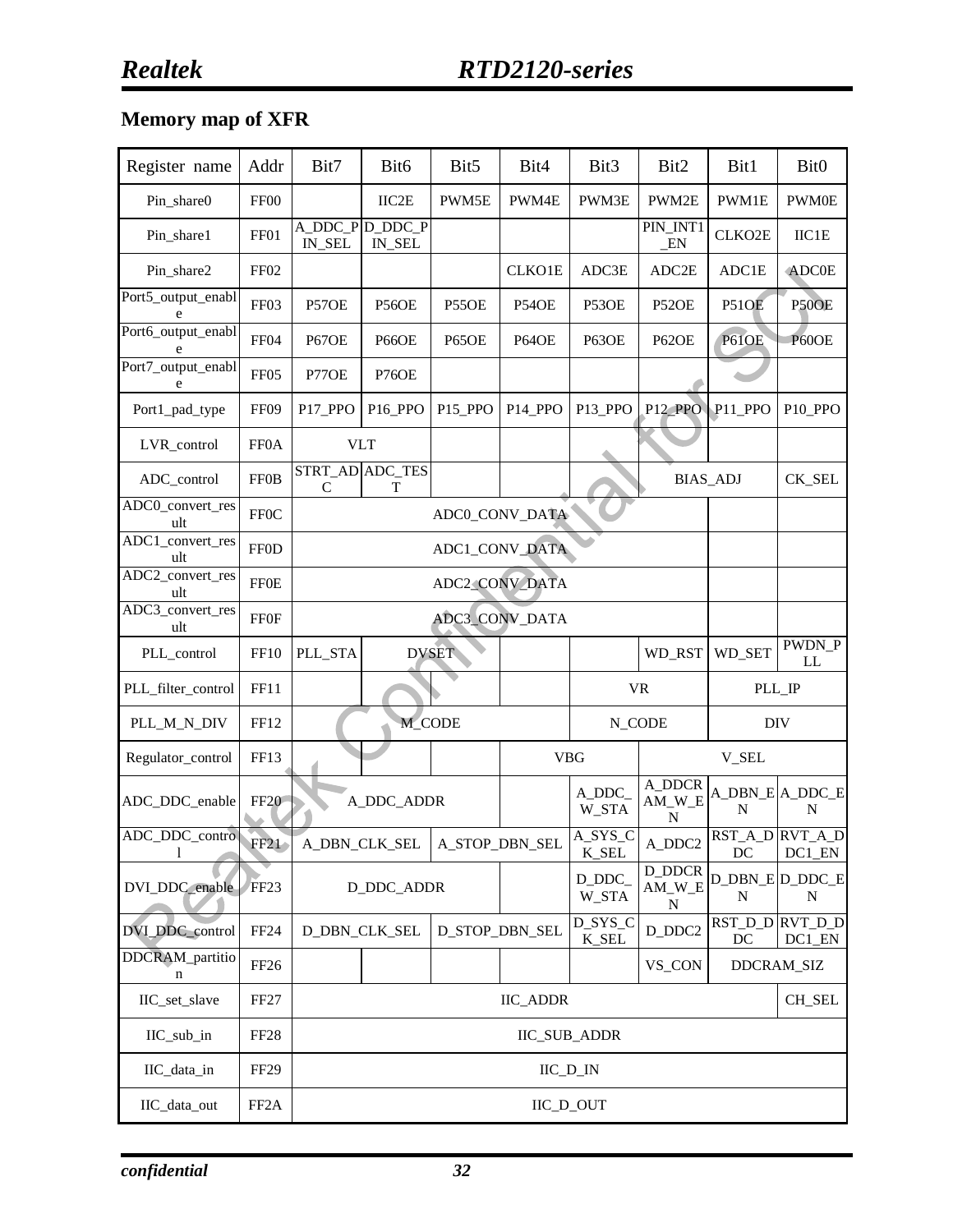## Memory map of XFR

| Register name | Addr | Bit7 | Bit6 | Bit5 | Bit4 | Bit3 | Bit2 | Bit1 | Bit0 |
|---|---|---|---|---|---|---|---|---|---|
| Pin_share0 | FF00 | | IIC2E | PWM5E | PWM4E | PWM3E | PWM2E | PWM1E | PWM0E |
| Pin_share1 | FF01 | A_DDC_PIN_SEL | D_DDC_PIN_SEL | | | | PIN_INT1_EN | CLKO2E | IIC1E |
| Pin_share2 | FF02 | | | | CLKO1E | ADC3E | ADC2E | ADC1E | ADC0E |
| Port5_output_enable | FF03 | P57OE | P56OE | P55OE | P54OE | P53OE | P52OE | P51OE | P50OE |
| Port6_output_enable | FF04 | P67OE | P66OE | P65OE | P64OE | P63OE | P62OE | P61OE | P60OE |
| Port7_output_enable | FF05 | P77OE | P76OE | | | | | | |
| Port1_pad_type | FF09 | P17_PPO | P16_PPO | P15_PPO | P14_PPO | P13_PPO | P12_PPO | P11_PPO | P10_PPO |
| LVR_control | FF0A | VLT | | | | | | | |
| ADC_control | FF0B | STRT_ADC | ADC_TEST | | | | BIAS_ADJ | | CK_SEL |
| ADC0_convert_result | FF0C | ADC0_CONV_DATA | | | | | | | |
| ADC1_convert_result | FF0D | ADC1_CONV_DATA | | | | | | | |
| ADC2_convert_result | FF0E | ADC2_CONV_DATA | | | | | | | |
| ADC3_convert_result | FF0F | ADC3_CONV_DATA | | | | | | | |
| PLL_control | FF10 | PLL_STA | DVSET | | | | WD_RST | WD_SET | PWDN_PLL |
| PLL_filter_control | FF11 | | | | | VR | | PLL_IP | |
| PLL_M_N_DIV | FF12 | M_CODE | | | | N_CODE | | DIV | |
| Regulator_control | FF13 | | | | VBG | | V_SEL | | |
| ADC_DDC_enable | FF20 | A_DDC_ADDR | | | | A_DDC_W_STA | A_DDCRAM_W_EN | A_DBN_EN | A_DDC_EN |
| ADC_DDC_control | FF21 | A_DBN_CLK_SEL | | A_STOP_DBN_SEL | | A_SYS_CK_SEL | A_DDC2 | RST_A_DDC | RVT_A_DDC1_EN |
| DVI_DDC_enable | FF23 | D_DDC_ADDR | | | | D_DDC_W_STA | D_DDCRAM_W_EN | D_DBN_EN | D_DDC_EN |
| DVI_DDC_control | FF24 | D_DBN_CLK_SEL | | D_STOP_DBN_SEL | | D_SYS_CK_SEL | D_DDC2 | RST_D_DDC | RVT_D_DDC1_EN |
| DDCRAM_partition | FF26 | | | | | | VS_CON | DDCRAM_SIZ | |
| IIC_set_slave | FF27 | IIC_ADDR | | | | | | | CH_SEL |
| IIC_sub_in | FF28 | IIC_SUB_ADDR | | | | | | | |
| IIC_data_in | FF29 | IIC_D_IN | | | | | | | |
| IIC_data_out | FF2A | IIC_D_OUT | | | | | | | |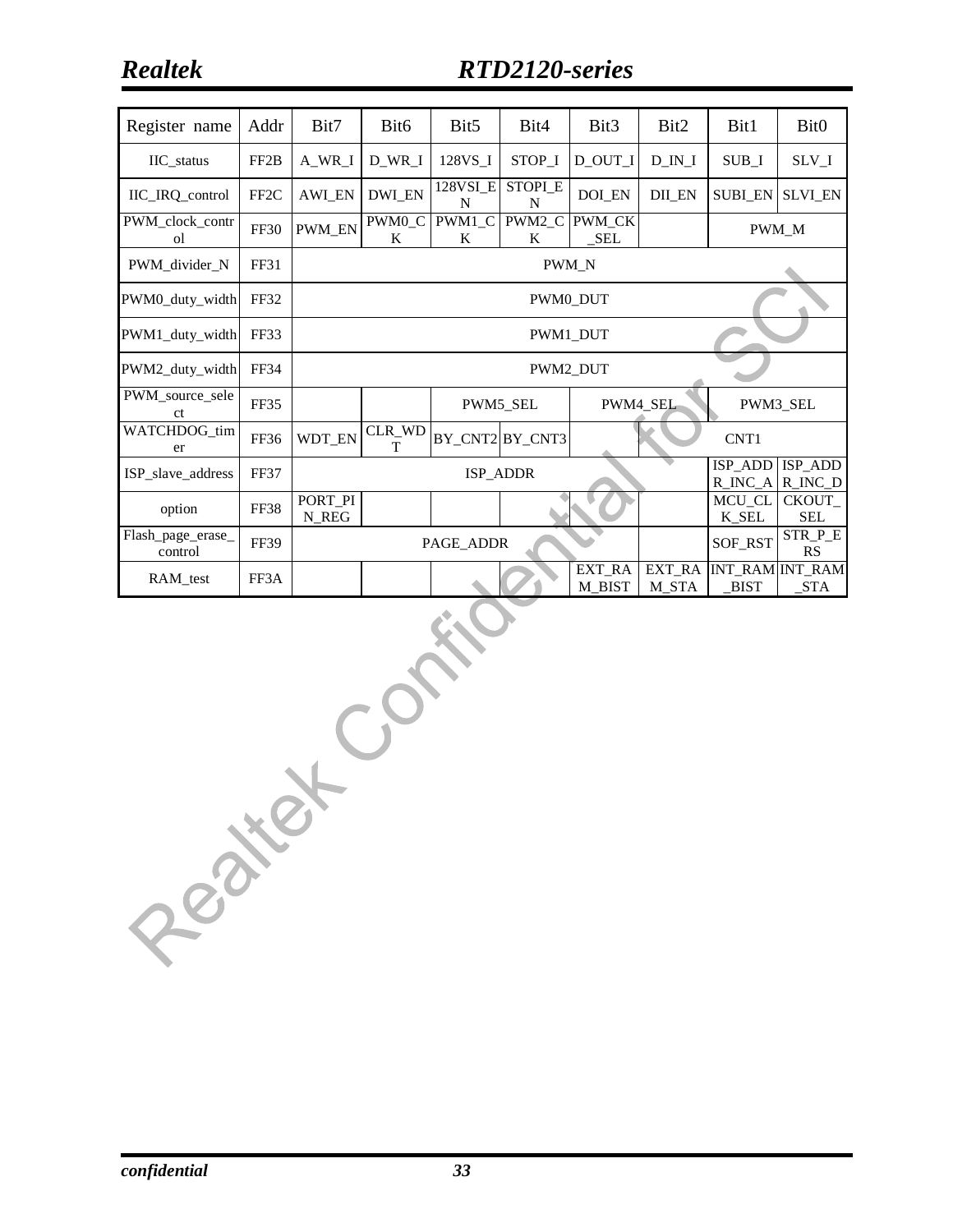| Register name | Addr | Bit7 | Bit6 | Bit5 | Bit4 | Bit3 | Bit2 | Bit1 | Bit0 |
|---|---|---|---|---|---|---|---|---|---|
| IIC_status | FF2B | A_WR_I | D_WR_I | 128VS_I | STOP_I | D_OUT_I | D_IN_I | SUB_I | SLV_I |
| IIC_IRQ_control | FF2C | AWI_EN | DWI_EN | 128VSI_EN | STOPI_EN | DOI_EN | DII_EN | SUBI_EN | SLVI_EN |
| PWM_clock_control | FF30 | PWM_EN | PWM0_CK | PWM1_CK | PWM2_CK | PWM_CK_SEL | | PWM_M | |
| PWM_divider_N | FF31 | PWM_N | | | | | | | |
| PWM0_duty_width | FF32 | PWM0_DUT | | | | | | | |
| PWM1_duty_width | FF33 | PWM1_DUT | | | | | | | |
| PWM2_duty_width | FF34 | PWM2_DUT | | | | | | | |
| PWM_source_select | FF35 | | | PWM5_SEL | | PWM4_SEL | | PWM3_SEL | |
| WATCHDOG_timer | FF36 | WDT_EN | CLR_WDT | BY_CNT2 | BY_CNT3 | CNT1 | | | |
| ISP_slave_address | FF37 | ISP_ADDR | | | | | | ISP_ADDR_INC_A | ISP_ADDR_INC_D |
| option | FF38 | PORT_PIN_REG | | | | | | MCU_CLK_SEL | CKOUT_SEL |
| Flash_page_erase_control | FF39 | PAGE_ADDR | | | | | | SOF_RST | STR_P_ERS |
| RAM_test | FF3A | | | | | EXT_RAM_BIST | EXT_RAM_STA | INT_RAM_BIST | INT_RAM_STA |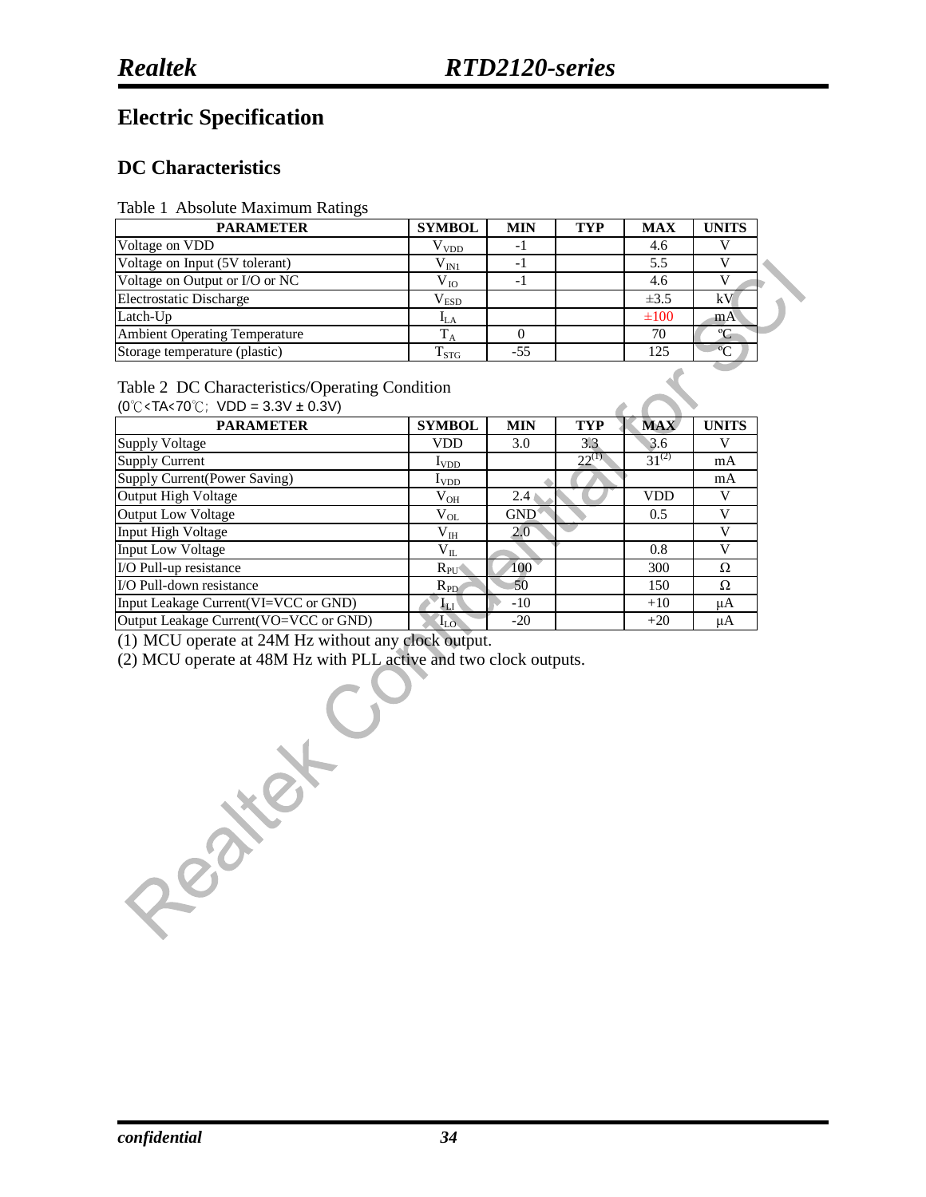# Electric Specification

## DC Characteristics

Table 1 Absolute Maximum Ratings

| PARAMETER | SYMBOL | MIN | TYP | MAX | UNITS |
|---|---|---|---|---|---|
| Voltage on VDD | $V_{VDD}$ | -1 | | 4.6 | V |
| Voltage on Input (5V tolerant) | $V_{IN1}$ | -1 | | 5.5 | V |
| Voltage on Output or I/O or NC | $V_{IO}$ | -1 | | 4.6 | V |
| Electrostatic Discharge | $V_{ESD}$ | | | ±3.5 | kV |
| Latch-Up | $I_{LA}$ | | | ±100 | mA |
| Ambient Operating Temperature | $T_A$ | 0 | | 70 | ℃ |
| Storage temperature (plastic) | $T_{STG}$ | -55 | | 125 | ℃ |

Table 2 DC Characteristics/Operating Condition

(0℃<TA<70℃; VDD = 3.3V ± 0.3V)

| PARAMETER | SYMBOL | MIN | TYP | MAX | UNITS |
|---|---|---|---|---|---|
| Supply Voltage | VDD | 3.0 | 3.3 | 3.6 | V |
| Supply Current | $I_{VDD}$ | | 22(1) | 31(2) | mA |
| Supply Current(Power Saving) | $I_{VDD}$ | | | | mA |
| Output High Voltage | $V_{OH}$ | 2.4 | | VDD | V |
| Output Low Voltage | $V_{OL}$ | GND | | 0.5 | V |
| Input High Voltage | $V_{IH}$ | 2.0 | | | V |
| Input Low Voltage | $V_{IL}$ | | | 0.8 | V |
| I/O Pull-up resistance | $R_{PU}$ | 100 | | 300 | Ω |
| I/O Pull-down resistance | $R_{PD}$ | 50 | | 150 | Ω |
| Input Leakage Current(VI=VCC or GND) | $I_{LI}$ | -10 | | +10 | μA |
| Output Leakage Current(VO=VCC or GND) | $I_{LO}$ | -20 | | +20 | μA |

(1) MCU operate at 24M Hz without any clock output.

(2) MCU operate at 48M Hz with PLL active and two clock outputs.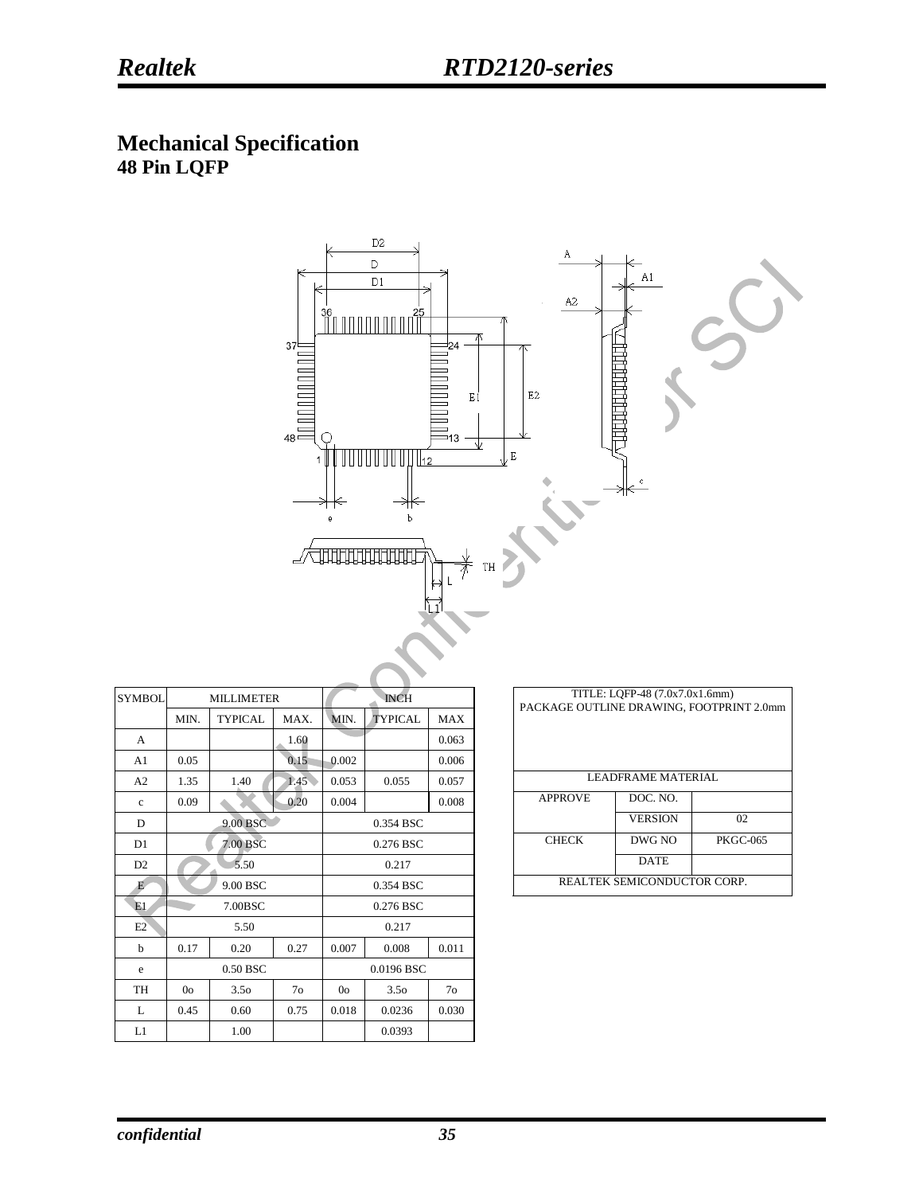# Mechanical Specification

## 48 Pin LQFP

| SYMBOL | MILLIMETER | | | INCH | | |
|---|---|---|---|---|---|---|
| | MIN. | TYPICAL | MAX. | MIN. | TYPICAL | MAX |
| A | | | 1.60 | | | 0.063 |
| A1 | 0.05 | | 0.15 | 0.002 | | 0.006 |
| A2 | 1.35 | 1.40 | 1.45 | 0.053 | 0.055 | 0.057 |
| c | 0.09 | | 0.20 | 0.004 | | 0.008 |
| D | | 9.00 BSC | | | 0.354 BSC | |
| D1 | | 7.00 BSC | | | 0.276 BSC | |
| D2 | | 5.50 | | | 0.217 | |
| E | | 9.00 BSC | | | 0.354 BSC | |
| E1 | | 7.00BSC | | | 0.276 BSC | |
| E2 | | 5.50 | | | 0.217 | |
| b | 0.17 | 0.20 | 0.27 | 0.007 | 0.008 | 0.011 |
| e | | 0.50 BSC | | | 0.0196 BSC | |
| TH | 0o | 3.5o | 7o | 0o | 3.5o | 7o |
| L | 0.45 | 0.60 | 0.75 | 0.018 | 0.0236 | 0.030 |
| L1 | | 1.00 | | | 0.0393 | |

| TITLE: LQFP-48 (7.0x7.0x1.6mm) PACKAGE OUTLINE DRAWING, FOOTPRINT 2.0mm | | |
|---|---|---|
| LEADFRAME MATERIAL | | |
| APPROVE | DOC. NO. | |
| | VERSION | 02 |
| CHECK | DWG NO | PKGC-065 |
| | DATE | |
| REALTEK SEMICONDUCTOR CORP. | | |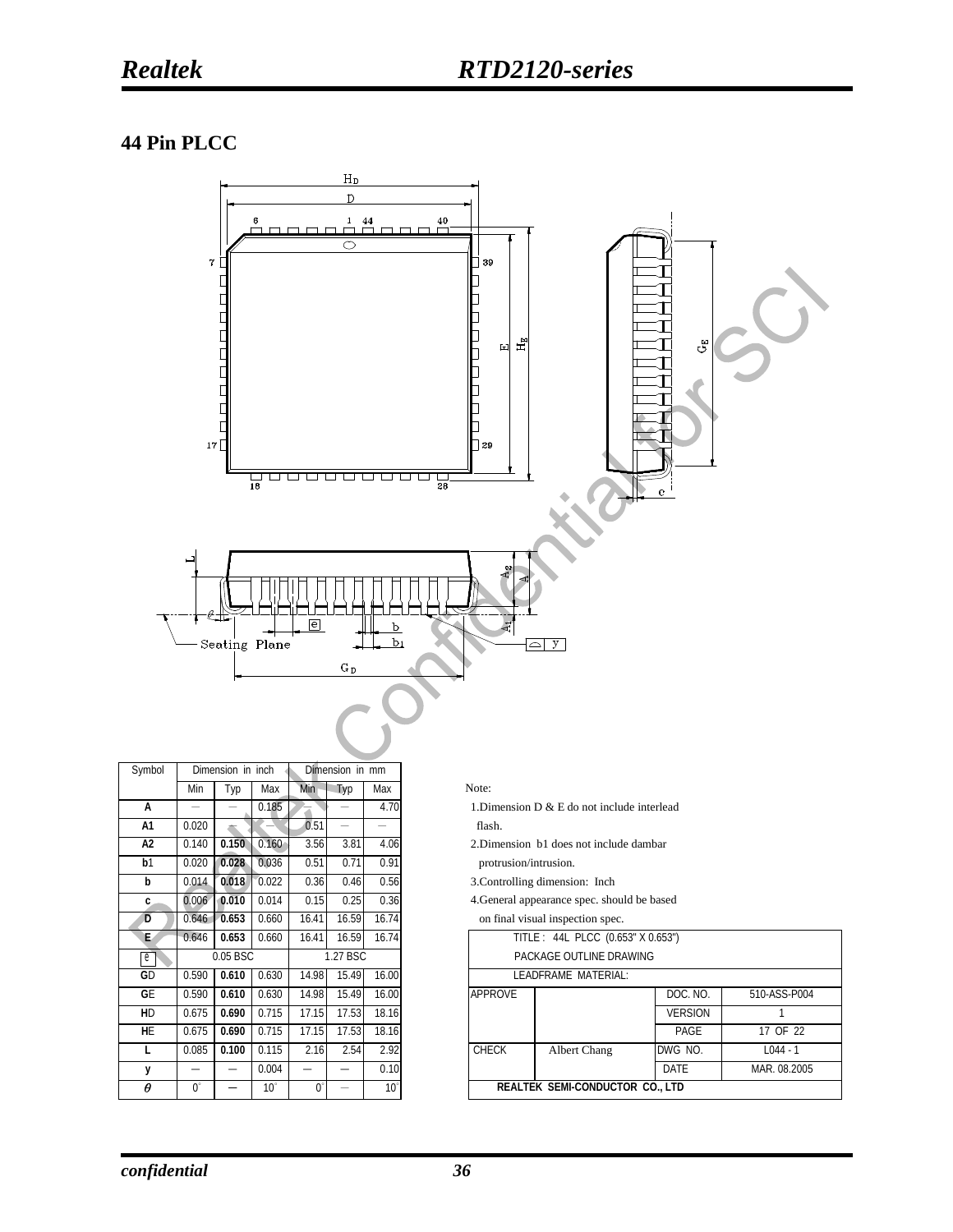## 44 Pin PLCC

| Symbol | Dimension in inch | | | Dimension in mm | | |
|---|---|---|---|---|---|---|
| | Min | Typ | Max | Min | Typ | Max |
| A | — | — | 0.185 | — | — | 4.70 |
| A1 | 0.020 | — | — | 0.51 | — | — |
| A2 | 0.140 | **0.150** | 0.160 | 3.56 | 3.81 | 4.06 |
| b1 | 0.020 | **0.028** | 0.036 | 0.51 | 0.71 | 0.91 |
| b | 0.014 | **0.018** | 0.022 | 0.36 | 0.46 | 0.56 |
| c | 0.006 | **0.010** | 0.014 | 0.15 | 0.25 | 0.36 |
| D | 0.646 | **0.653** | 0.660 | 16.41 | 16.59 | 16.74 |
| E | 0.646 | **0.653** | 0.660 | 16.41 | 16.59 | 16.74 |
| e | | 0.05 BSC | | | 1.27 BSC | |
| GD | 0.590 | **0.610** | 0.630 | 14.98 | 15.49 | 16.00 |
| GE | 0.590 | **0.610** | 0.630 | 14.98 | 15.49 | 16.00 |
| HD | 0.675 | **0.690** | 0.715 | 17.15 | 17.53 | 18.16 |
| HE | 0.675 | **0.690** | 0.715 | 17.15 | 17.53 | 18.16 |
| L | 0.085 | **0.100** | 0.115 | 2.16 | 2.54 | 2.92 |
| y | — | — | 0.004 | — | — | 0.10 |
| θ | 0° | — | 10° | 0° | — | 10° |

Note:

1. Dimension D & E do not include interlead flash.
2. Dimension b1 does not include dambar protrusion/intrusion.
3. Controlling dimension: Inch
4. General appearance spec. should be based on final visual inspection spec.

| TITLE : 44L PLCC (0.653" X 0.653") | | | |
|---|---|---|---|
| PACKAGE OUTLINE DRAWING | | | |
| LEADFRAME MATERIAL: | | | |
| APPROVE | | DOC. NO. | 510-ASS-P004 |
| | | VERSION | 1 |
| | | PAGE | 17 OF 22 |
| CHECK | Albert Chang | DWG NO. | L044 - 1 |
| | | DATE | MAR. 08.2005 |
| REALTEK SEMI-CONDUCTOR CO., LTD | | | |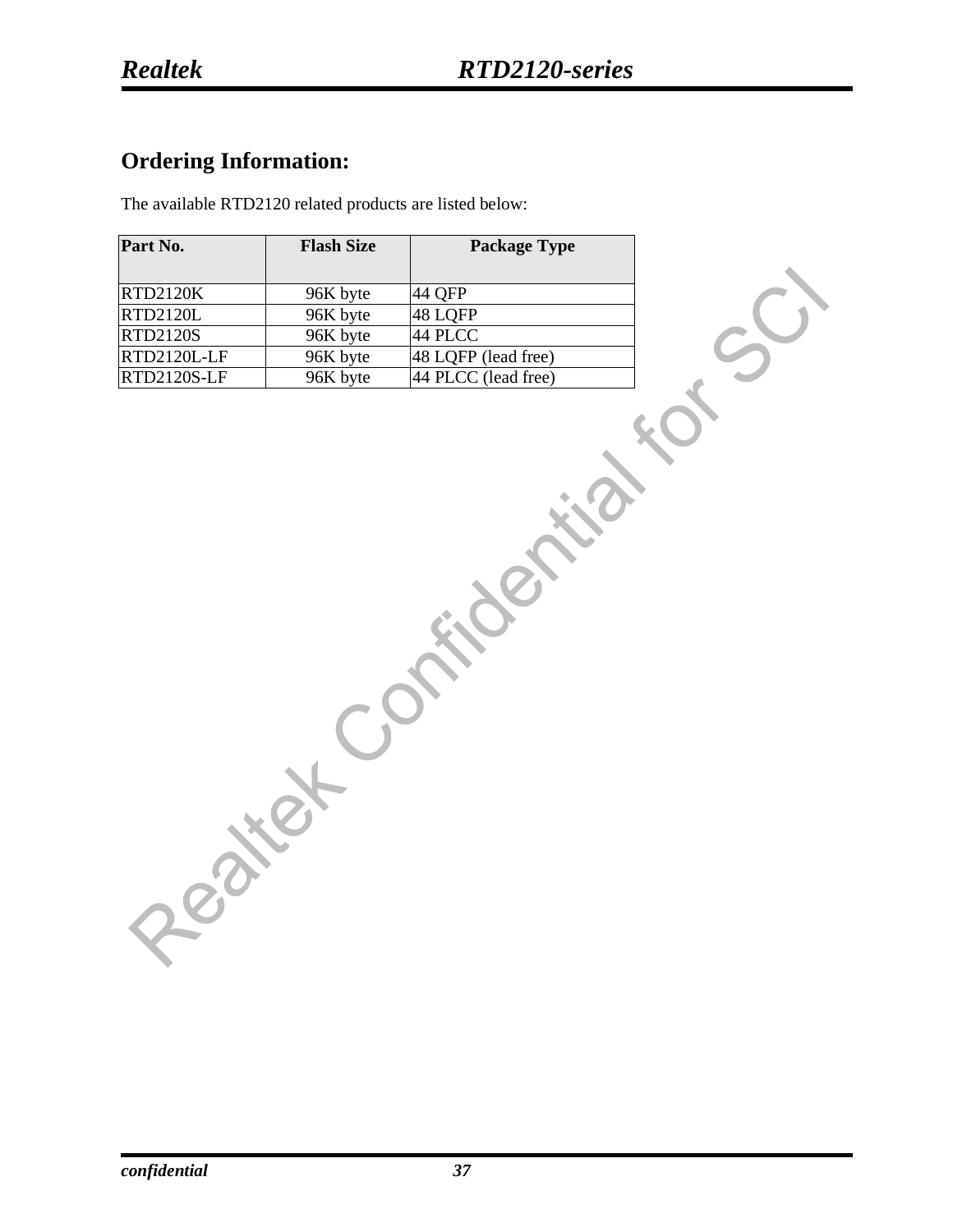## Ordering Information:

The available RTD2120 related products are listed below:

| Part No. | Flash Size | Package Type |
|---|---|---|
| RTD2120K | 96K byte | 44 QFP |
| RTD2120L | 96K byte | 48 LQFP |
| RTD2120S | 96K byte | 44 PLCC |
| RTD2120L-LF | 96K byte | 48 LQFP (lead free) |
| RTD2120S-LF | 96K byte | 44 PLCC (lead free) |